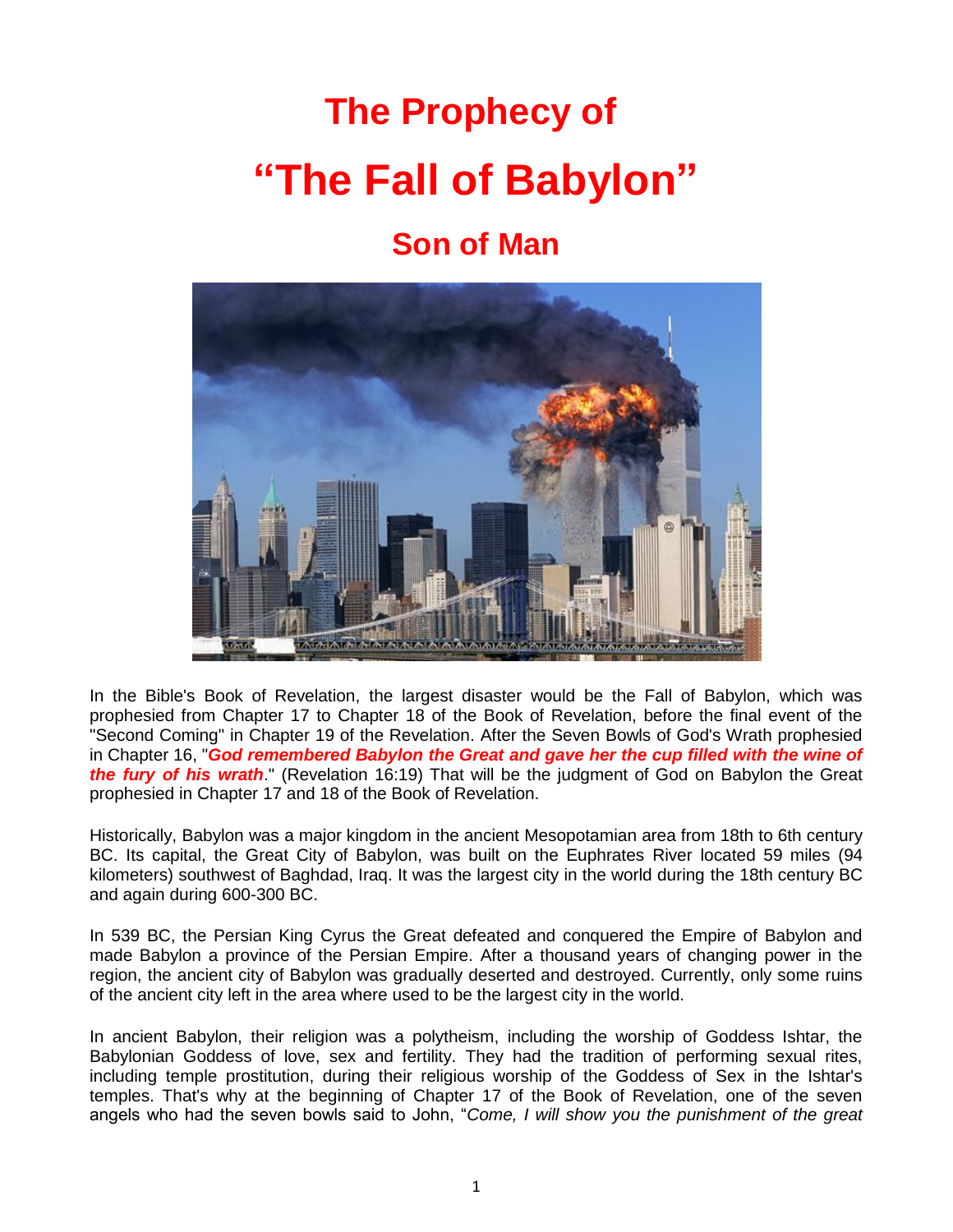# The Prophecy of

# "The Fall of Babylon"

## Son of Man

In the Bible's Book of Revelation, the largest disaster would be the Fall of Babylon, which was prophesied from Chapter 17 to Chapter 18 of the Book of Revelation, before the final event of the "Second Coming" in Chapter 19 of the Revelation. After the Seven Bowls of God's Wrath prophesied in Chapter 16, "***God remembered Babylon the Great and gave her the cup filled with the wine of the fury of his wrath***." (Revelation 16:19) That will be the judgment of God on Babylon the Great prophesied in Chapter 17 and 18 of the Book of Revelation.

Historically, Babylon was a major kingdom in the ancient Mesopotamian area from 18th to 6th century BC. Its capital, the Great City of Babylon, was built on the Euphrates River located 59 miles (94 kilometers) southwest of Baghdad, Iraq. It was the largest city in the world during the 18th century BC and again during 600-300 BC.

In 539 BC, the Persian King Cyrus the Great defeated and conquered the Empire of Babylon and made Babylon a province of the Persian Empire. After a thousand years of changing power in the region, the ancient city of Babylon was gradually deserted and destroyed. Currently, only some ruins of the ancient city left in the area where used to be the largest city in the world.

In ancient Babylon, their religion was a polytheism, including the worship of Goddess Ishtar, the Babylonian Goddess of love, sex and fertility. They had the tradition of performing sexual rites, including temple prostitution, during their religious worship of the Goddess of Sex in the Ishtar's temples. That's why at the beginning of Chapter 17 of the Book of Revelation, one of the seven angels who had the seven bowls said to John, "*Come, I will show you the punishment of the great*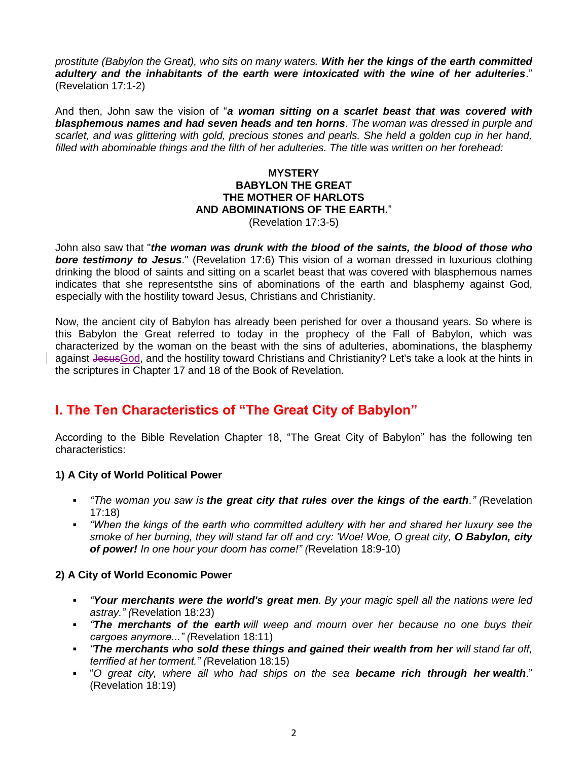*prostitute (Babylon the Great), who sits on many waters.* ***With her the kings of the earth committed adultery and the inhabitants of the earth were intoxicated with the wine of her adulteries***." (Revelation 17:1-2)

And then, John saw the vision of "***a woman sitting on a scarlet beast that was covered with blasphemous names and had seven heads and ten horns****. The woman was dressed in purple and scarlet, and was glittering with gold, precious stones and pearls. She held a golden cup in her hand, filled with abominable things and the filth of her adulteries. The title was written on her forehead:*

**MYSTERY**
**BABYLON THE GREAT**
**THE MOTHER OF HARLOTS**
**AND ABOMINATIONS OF THE EARTH.**"
(Revelation 17:3-5)

John also saw that "***the woman was drunk with the blood of the saints, the blood of those who bore testimony to Jesus***." (Revelation 17:6) This vision of a woman dressed in luxurious clothing drinking the blood of saints and sitting on a scarlet beast that was covered with blasphemous names indicates that she representsthe sins of abominations of the earth and blasphemy against God, especially with the hostility toward Jesus, Christians and Christianity.

Now, the ancient city of Babylon has already been perished for over a thousand years. So where is this Babylon the Great referred to today in the prophecy of the Fall of Babylon, which was characterized by the woman on the beast with the sins of adulteries, abominations, the blasphemy against ~~Jesus~~God, and the hostility toward Christians and Christianity? Let's take a look at the hints in the scriptures in Chapter 17 and 18 of the Book of Revelation.

## I. The Ten Characteristics of "The Great City of Babylon"

According to the Bible Revelation Chapter 18, "The Great City of Babylon" has the following ten characteristics:

### 1) A City of World Political Power

- *"The woman you saw is* ***the great city that rules over the kings of the earth****." (*Revelation 17:18)
- *"When the kings of the earth who committed adultery with her and shared her luxury see the smoke of her burning, they will stand far off and cry: 'Woe! Woe, O great city,* ***O Babylon, city of power!*** *In one hour your doom has come!" (*Revelation 18:9-10)

### 2) A City of World Economic Power

- *"****Your merchants were the world's great men****. By your magic spell all the nations were led astray." (*Revelation 18:23)
- *"****The merchants of the earth*** *will weep and mourn over her because no one buys their cargoes anymore..." (*Revelation 18:11)
- *"****The merchants who sold these things and gained their wealth from her*** *will stand far off, terrified at her torment." (*Revelation 18:15)
- "*O great city, where all who had ships on the sea* ***became rich through her wealth***." (Revelation 18:19)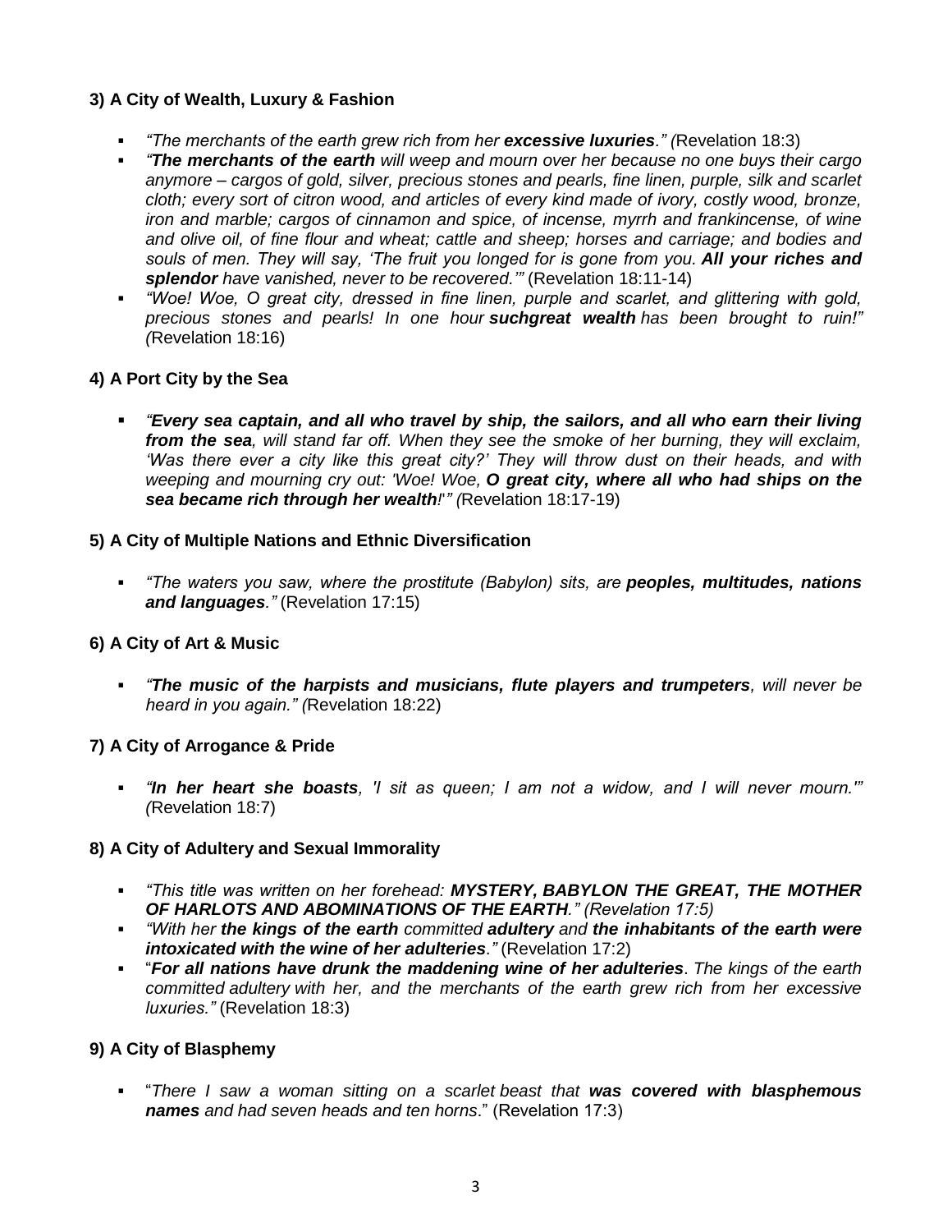### 3) A City of Wealth, Luxury & Fashion

- *"The merchants of the earth grew rich from her **excessive luxuries**." (*Revelation 18:3)
- *"**The merchants of the earth** will weep and mourn over her because no one buys their cargo anymore – cargos of gold, silver, precious stones and pearls, fine linen, purple, silk and scarlet cloth; every sort of citron wood, and articles of every kind made of ivory, costly wood, bronze, iron and marble; cargos of cinnamon and spice, of incense, myrrh and frankincense, of wine and olive oil, of fine flour and wheat; cattle and sheep; horses and carriage; and bodies and souls of men. They will say, 'The fruit you longed for is gone from you. **All your riches and splendor** have vanished, never to be recovered.'"* (Revelation 18:11-14)
- *"Woe! Woe, O great city, dressed in fine linen, purple and scarlet, and glittering with gold, precious stones and pearls! In one hour **suchgreat wealth** has been brought to ruin!" (*Revelation 18:16)

### 4) A Port City by the Sea

- *"**Every sea captain, and all who travel by ship, the sailors, and all who earn their living from the sea**, will stand far off. When they see the smoke of her burning, they will exclaim, 'Was there ever a city like this great city?' They will throw dust on their heads, and with weeping and mourning cry out: 'Woe! Woe, **O great city, where all who had ships on the sea became rich through her wealth**!'" (*Revelation 18:17-19)

### 5) A City of Multiple Nations and Ethnic Diversification

- *"The waters you saw, where the prostitute (Babylon) sits, are **peoples, multitudes, nations and languages**."* (Revelation 17:15)

### 6) A City of Art & Music

- *"**The music of the harpists and musicians, flute players and trumpeters**, will never be heard in you again." (*Revelation 18:22)

### 7) A City of Arrogance & Pride

- *"**In her heart she boasts**, 'I sit as queen; I am not a widow, and I will never mourn.'" (*Revelation 18:7)

### 8) A City of Adultery and Sexual Immorality

- *"This title was written on her forehead: **MYSTERY, BABYLON THE GREAT, THE MOTHER OF HARLOTS AND ABOMINATIONS OF THE EARTH**." (Revelation 17:5)*
- *"With her **the kings of the earth** committed **adultery** and **the inhabitants of the earth were intoxicated with the wine of her adulteries**."* (Revelation 17:2)
- "***For all nations have drunk the maddening wine of her adulteries**. The kings of the earth committed adultery with her, and the merchants of the earth grew rich from her excessive luxuries."* (Revelation 18:3)

### 9) A City of Blasphemy

- "*There I saw a woman sitting on a scarlet beast that **was covered with blasphemous names** and had seven heads and ten horns*." (Revelation 17:3)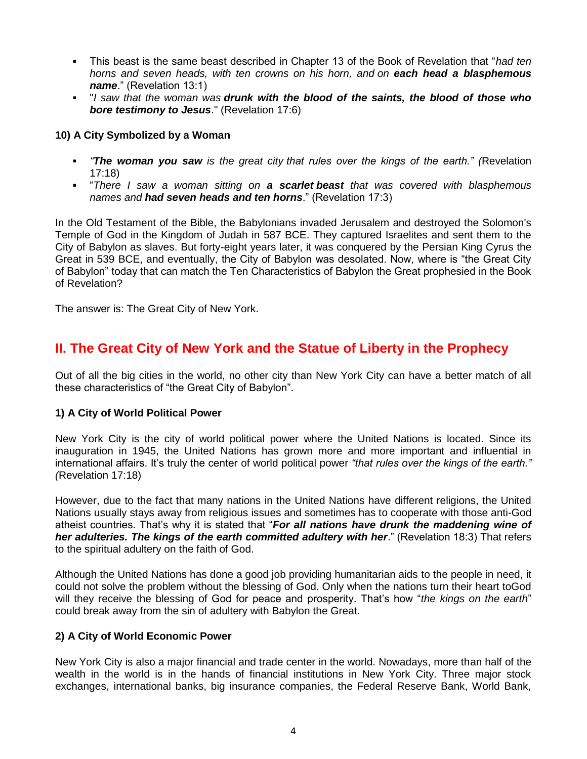- This beast is the same beast described in Chapter 13 of the Book of Revelation that "*had ten horns and seven heads, with ten crowns on his horn, and on* ***each head a blasphemous name***." (Revelation 13:1)
- "*I saw that the woman was* ***drunk with the blood of the saints, the blood of those who bore testimony to Jesus***." (Revelation 17:6)

**10) A City Symbolized by a Woman**

- *"**The woman you saw** is the great city that rules over the kings of the earth." (*Revelation 17:18)
- "*There I saw a woman sitting on* ***a scarlet beast*** *that was covered with blasphemous names and* ***had seven heads and ten horns***." (Revelation 17:3)

In the Old Testament of the Bible, the Babylonians invaded Jerusalem and destroyed the Solomon's Temple of God in the Kingdom of Judah in 587 BCE. They captured Israelites and sent them to the City of Babylon as slaves. But forty-eight years later, it was conquered by the Persian King Cyrus the Great in 539 BCE, and eventually, the City of Babylon was desolated. Now, where is "the Great City of Babylon" today that can match the Ten Characteristics of Babylon the Great prophesied in the Book of Revelation?

The answer is: The Great City of New York.

## II. The Great City of New York and the Statue of Liberty in the Prophecy

Out of all the big cities in the world, no other city than New York City can have a better match of all these characteristics of "the Great City of Babylon".

**1) A City of World Political Power**

New York City is the city of world political power where the United Nations is located. Since its inauguration in 1945, the United Nations has grown more and more important and influential in international affairs. It's truly the center of world political power *"that rules over the kings of the earth." (*Revelation 17:18)

However, due to the fact that many nations in the United Nations have different religions, the United Nations usually stays away from religious issues and sometimes has to cooperate with those anti-God atheist countries. That's why it is stated that "***For all nations have drunk the maddening wine of her adulteries. The kings of the earth committed adultery with her***." (Revelation 18:3) That refers to the spiritual adultery on the faith of God.

Although the United Nations has done a good job providing humanitarian aids to the people in need, it could not solve the problem without the blessing of God. Only when the nations turn their heart toGod will they receive the blessing of God for peace and prosperity. That's how "*the kings on the earth*" could break away from the sin of adultery with Babylon the Great.

**2) A City of World Economic Power**

New York City is also a major financial and trade center in the world. Nowadays, more than half of the wealth in the world is in the hands of financial institutions in New York City. Three major stock exchanges, international banks, big insurance companies, the Federal Reserve Bank, World Bank,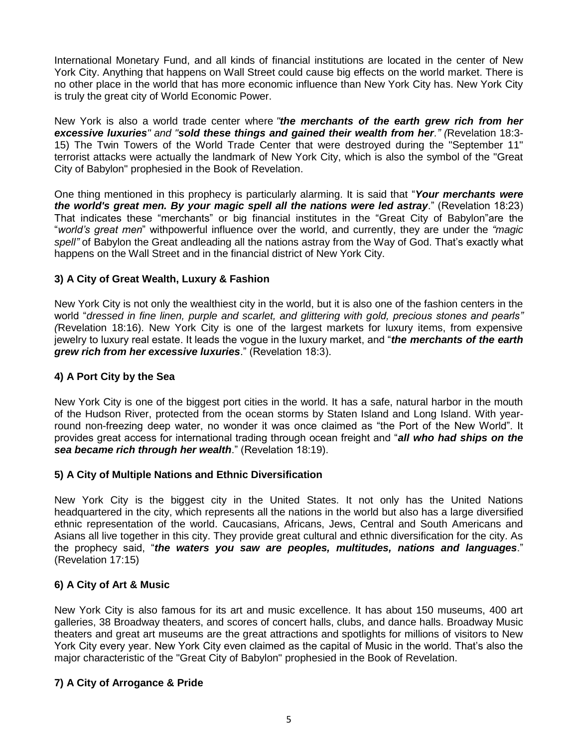International Monetary Fund, and all kinds of financial institutions are located in the center of New York City. Anything that happens on Wall Street could cause big effects on the world market. There is no other place in the world that has more economic influence than New York City has. New York City is truly the great city of World Economic Power.

New York is also a world trade center where *"**the merchants of the earth grew rich from her excessive luxuries**" and "**sold these things and gained their wealth from her**." (*Revelation 18:3-15) The Twin Towers of the World Trade Center that were destroyed during the "September 11" terrorist attacks were actually the landmark of New York City, which is also the symbol of the "Great City of Babylon" prophesied in the Book of Revelation.

One thing mentioned in this prophecy is particularly alarming. It is said that "***Your merchants were the world's great men. By your magic spell all the nations were led astray***." (Revelation 18:23) That indicates these "merchants" or big financial institutes in the "Great City of Babylon"are the "*world's great men*" withpowerful influence over the world, and currently, they are under the *"magic spell"* of Babylon the Great andleading all the nations astray from the Way of God. That's exactly what happens on the Wall Street and in the financial district of New York City.

### 3) A City of Great Wealth, Luxury & Fashion

New York City is not only the wealthiest city in the world, but it is also one of the fashion centers in the world "*dressed in fine linen, purple and scarlet, and glittering with gold, precious stones and pearls" (*Revelation 18:16). New York City is one of the largest markets for luxury items, from expensive jewelry to luxury real estate. It leads the vogue in the luxury market, and "***the merchants of the earth grew rich from her excessive luxuries***." (Revelation 18:3).

### 4) A Port City by the Sea

New York City is one of the biggest port cities in the world. It has a safe, natural harbor in the mouth of the Hudson River, protected from the ocean storms by Staten Island and Long Island. With year-round non-freezing deep water, no wonder it was once claimed as "the Port of the New World". It provides great access for international trading through ocean freight and "***all who had ships on the sea became rich through her wealth***." (Revelation 18:19).

### 5) A City of Multiple Nations and Ethnic Diversification

New York City is the biggest city in the United States. It not only has the United Nations headquartered in the city, which represents all the nations in the world but also has a large diversified ethnic representation of the world. Caucasians, Africans, Jews, Central and South Americans and Asians all live together in this city. They provide great cultural and ethnic diversification for the city. As the prophecy said, "***the waters you saw are peoples, multitudes, nations and languages***." (Revelation 17:15)

### 6) A City of Art & Music

New York City is also famous for its art and music excellence. It has about 150 museums, 400 art galleries, 38 Broadway theaters, and scores of concert halls, clubs, and dance halls. Broadway Music theaters and great art museums are the great attractions and spotlights for millions of visitors to New York City every year. New York City even claimed as the capital of Music in the world. That's also the major characteristic of the "Great City of Babylon" prophesied in the Book of Revelation.

### 7) A City of Arrogance & Pride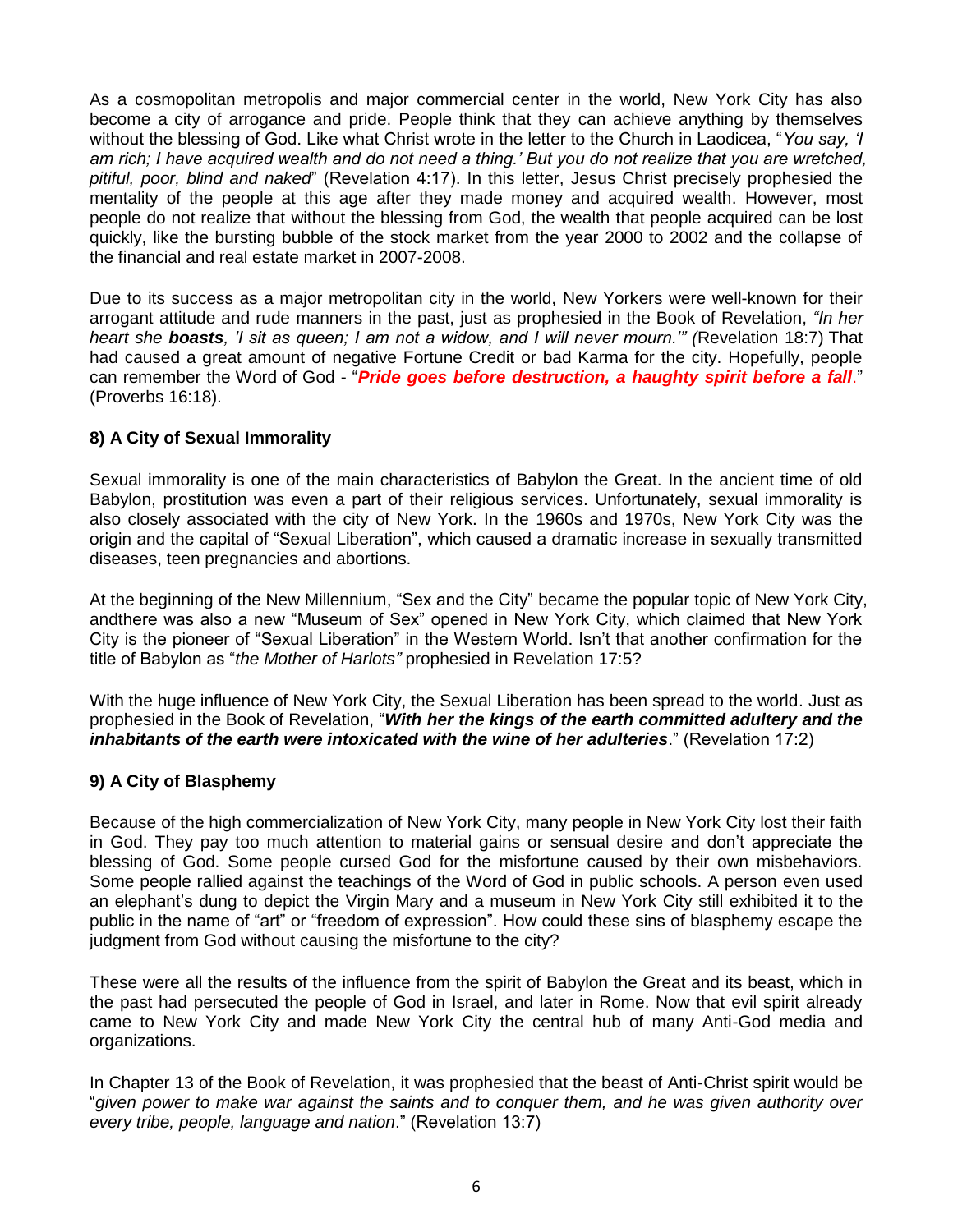As a cosmopolitan metropolis and major commercial center in the world, New York City has also become a city of arrogance and pride. People think that they can achieve anything by themselves without the blessing of God. Like what Christ wrote in the letter to the Church in Laodicea, "*You say, 'I am rich; I have acquired wealth and do not need a thing.' But you do not realize that you are wretched, pitiful, poor, blind and naked*" (Revelation 4:17). In this letter, Jesus Christ precisely prophesied the mentality of the people at this age after they made money and acquired wealth. However, most people do not realize that without the blessing from God, the wealth that people acquired can be lost quickly, like the bursting bubble of the stock market from the year 2000 to 2002 and the collapse of the financial and real estate market in 2007-2008.

Due to its success as a major metropolitan city in the world, New Yorkers were well-known for their arrogant attitude and rude manners in the past, just as prophesied in the Book of Revelation, *"In her heart she **boasts**, 'I sit as queen; I am not a widow, and I will never mourn.'" (*Revelation 18:7) That had caused a great amount of negative Fortune Credit or bad Karma for the city. Hopefully, people can remember the Word of God - "***Pride goes before destruction, a haughty spirit before a fall***." (Proverbs 16:18).

### 8) A City of Sexual Immorality

Sexual immorality is one of the main characteristics of Babylon the Great. In the ancient time of old Babylon, prostitution was even a part of their religious services. Unfortunately, sexual immorality is also closely associated with the city of New York. In the 1960s and 1970s, New York City was the origin and the capital of "Sexual Liberation", which caused a dramatic increase in sexually transmitted diseases, teen pregnancies and abortions.

At the beginning of the New Millennium, "Sex and the City" became the popular topic of New York City, andthere was also a new "Museum of Sex" opened in New York City, which claimed that New York City is the pioneer of "Sexual Liberation" in the Western World. Isn't that another confirmation for the title of Babylon as "*the Mother of Harlots"* prophesied in Revelation 17:5?

With the huge influence of New York City, the Sexual Liberation has been spread to the world. Just as prophesied in the Book of Revelation, "***With her the kings of the earth committed adultery and the inhabitants of the earth were intoxicated with the wine of her adulteries***." (Revelation 17:2)

### 9) A City of Blasphemy

Because of the high commercialization of New York City, many people in New York City lost their faith in God. They pay too much attention to material gains or sensual desire and don't appreciate the blessing of God. Some people cursed God for the misfortune caused by their own misbehaviors. Some people rallied against the teachings of the Word of God in public schools. A person even used an elephant's dung to depict the Virgin Mary and a museum in New York City still exhibited it to the public in the name of "art" or "freedom of expression". How could these sins of blasphemy escape the judgment from God without causing the misfortune to the city?

These were all the results of the influence from the spirit of Babylon the Great and its beast, which in the past had persecuted the people of God in Israel, and later in Rome. Now that evil spirit already came to New York City and made New York City the central hub of many Anti-God media and organizations.

In Chapter 13 of the Book of Revelation, it was prophesied that the beast of Anti-Christ spirit would be "*given power to make war against the saints and to conquer them, and he was given authority over every tribe, people, language and nation*." (Revelation 13:7)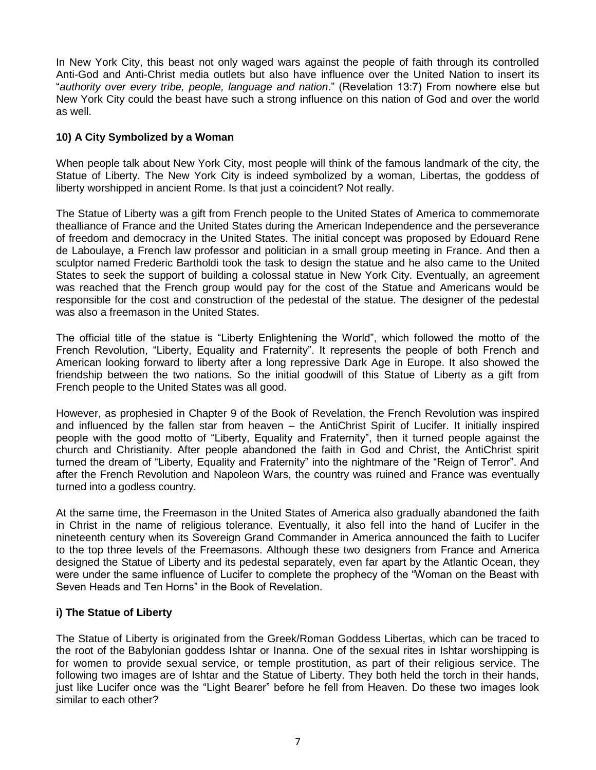In New York City, this beast not only waged wars against the people of faith through its controlled Anti-God and Anti-Christ media outlets but also have influence over the United Nation to insert its "*authority over every tribe, people, language and nation*." (Revelation 13:7) From nowhere else but New York City could the beast have such a strong influence on this nation of God and over the world as well.

### 10) A City Symbolized by a Woman

When people talk about New York City, most people will think of the famous landmark of the city, the Statue of Liberty. The New York City is indeed symbolized by a woman, Libertas, the goddess of liberty worshipped in ancient Rome. Is that just a coincident? Not really.

The Statue of Liberty was a gift from French people to the United States of America to commemorate thealliance of France and the United States during the American Independence and the perseverance of freedom and democracy in the United States. The initial concept was proposed by Edouard Rene de Laboulaye, a French law professor and politician in a small group meeting in France. And then a sculptor named Frederic Bartholdi took the task to design the statue and he also came to the United States to seek the support of building a colossal statue in New York City. Eventually, an agreement was reached that the French group would pay for the cost of the Statue and Americans would be responsible for the cost and construction of the pedestal of the statue. The designer of the pedestal was also a freemason in the United States.

The official title of the statue is "Liberty Enlightening the World", which followed the motto of the French Revolution, "Liberty, Equality and Fraternity". It represents the people of both French and American looking forward to liberty after a long repressive Dark Age in Europe. It also showed the friendship between the two nations. So the initial goodwill of this Statue of Liberty as a gift from French people to the United States was all good.

However, as prophesied in Chapter 9 of the Book of Revelation, the French Revolution was inspired and influenced by the fallen star from heaven – the AntiChrist Spirit of Lucifer. It initially inspired people with the good motto of "Liberty, Equality and Fraternity", then it turned people against the church and Christianity. After people abandoned the faith in God and Christ, the AntiChrist spirit turned the dream of "Liberty, Equality and Fraternity" into the nightmare of the "Reign of Terror". And after the French Revolution and Napoleon Wars, the country was ruined and France was eventually turned into a godless country.

At the same time, the Freemason in the United States of America also gradually abandoned the faith in Christ in the name of religious tolerance. Eventually, it also fell into the hand of Lucifer in the nineteenth century when its Sovereign Grand Commander in America announced the faith to Lucifer to the top three levels of the Freemasons. Although these two designers from France and America designed the Statue of Liberty and its pedestal separately, even far apart by the Atlantic Ocean, they were under the same influence of Lucifer to complete the prophecy of the "Woman on the Beast with Seven Heads and Ten Horns" in the Book of Revelation.

#### i) The Statue of Liberty

The Statue of Liberty is originated from the Greek/Roman Goddess Libertas, which can be traced to the root of the Babylonian goddess Ishtar or Inanna. One of the sexual rites in Ishtar worshipping is for women to provide sexual service, or temple prostitution, as part of their religious service. The following two images are of Ishtar and the Statue of Liberty. They both held the torch in their hands, just like Lucifer once was the "Light Bearer" before he fell from Heaven. Do these two images look similar to each other?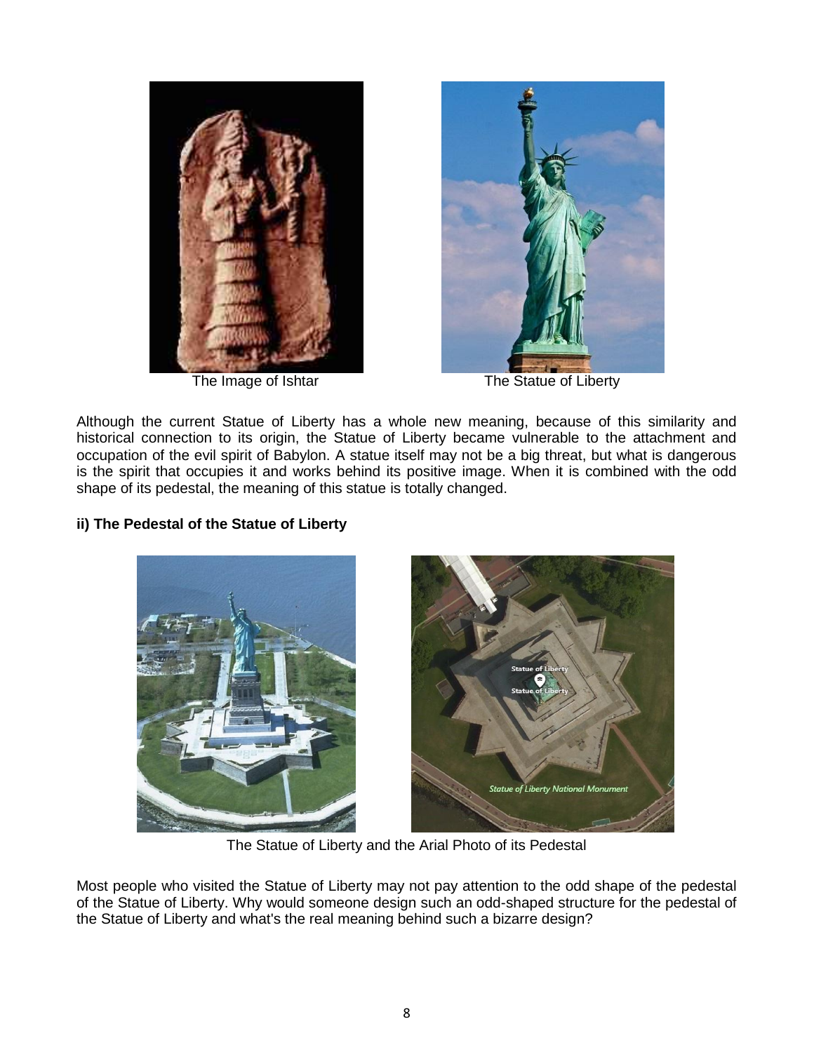The Image of Ishtar

The Statue of Liberty

Although the current Statue of Liberty has a whole new meaning, because of this similarity and historical connection to its origin, the Statue of Liberty became vulnerable to the attachment and occupation of the evil spirit of Babylon. A statue itself may not be a big threat, but what is dangerous is the spirit that occupies it and works behind its positive image. When it is combined with the odd shape of its pedestal, the meaning of this statue is totally changed.

**ii) The Pedestal of the Statue of Liberty**

The Statue of Liberty and the Arial Photo of its Pedestal

Most people who visited the Statue of Liberty may not pay attention to the odd shape of the pedestal of the Statue of Liberty. Why would someone design such an odd-shaped structure for the pedestal of the Statue of Liberty and what's the real meaning behind such a bizarre design?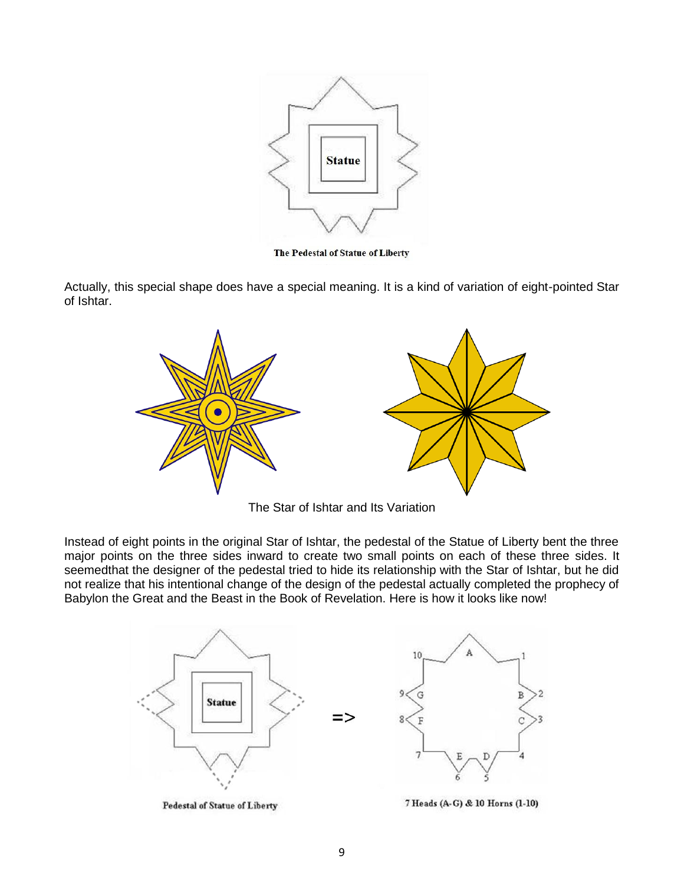The Pedestal of Statue of Liberty

Actually, this special shape does have a special meaning. It is a kind of variation of eight-pointed Star of Ishtar.

The Star of Ishtar and Its Variation

Instead of eight points in the original Star of Ishtar, the pedestal of the Statue of Liberty bent the three major points on the three sides inward to create two small points on each of these three sides. It seemedthat the designer of the pedestal tried to hide its relationship with the Star of Ishtar, but he did not realize that his intentional change of the design of the pedestal actually completed the prophecy of Babylon the Great and the Beast in the Book of Revelation. Here is how it looks like now!

Pedestal of Statue of Liberty

7 Heads (A-G) & 10 Horns (1-10)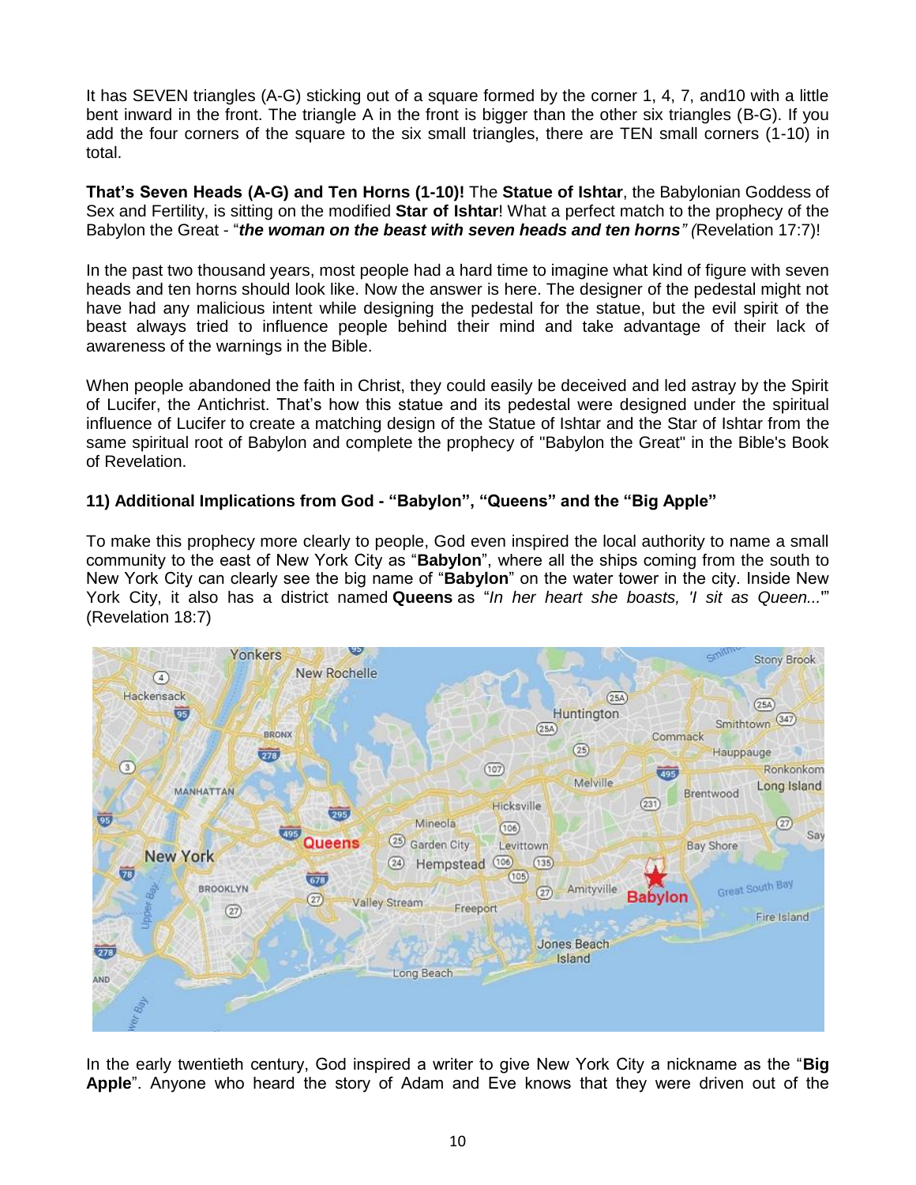It has SEVEN triangles (A-G) sticking out of a square formed by the corner 1, 4, 7, and10 with a little bent inward in the front. The triangle A in the front is bigger than the other six triangles (B-G). If you add the four corners of the square to the six small triangles, there are TEN small corners (1-10) in total.

**That's Seven Heads (A-G) and Ten Horns (1-10)!** The **Statue of Ishtar**, the Babylonian Goddess of Sex and Fertility, is sitting on the modified **Star of Ishtar**! What a perfect match to the prophecy of the Babylon the Great - "***the woman on the beast with seven heads and ten horns*** *"* *(*Revelation 17:7)!

In the past two thousand years, most people had a hard time to imagine what kind of figure with seven heads and ten horns should look like. Now the answer is here. The designer of the pedestal might not have had any malicious intent while designing the pedestal for the statue, but the evil spirit of the beast always tried to influence people behind their mind and take advantage of their lack of awareness of the warnings in the Bible.

When people abandoned the faith in Christ, they could easily be deceived and led astray by the Spirit of Lucifer, the Antichrist. That's how this statue and its pedestal were designed under the spiritual influence of Lucifer to create a matching design of the Statue of Ishtar and the Star of Ishtar from the same spiritual root of Babylon and complete the prophecy of "Babylon the Great" in the Bible's Book of Revelation.

### 11) Additional Implications from God - "Babylon", "Queens" and the "Big Apple"

To make this prophecy more clearly to people, God even inspired the local authority to name a small community to the east of New York City as "**Babylon**", where all the ships coming from the south to New York City can clearly see the big name of "**Babylon**" on the water tower in the city. Inside New York City, it also has a district named **Queens** as "*In her heart she boasts, 'I sit as Queen...'*" (Revelation 18:7)

In the early twentieth century, God inspired a writer to give New York City a nickname as the "**Big Apple**". Anyone who heard the story of Adam and Eve knows that they were driven out of the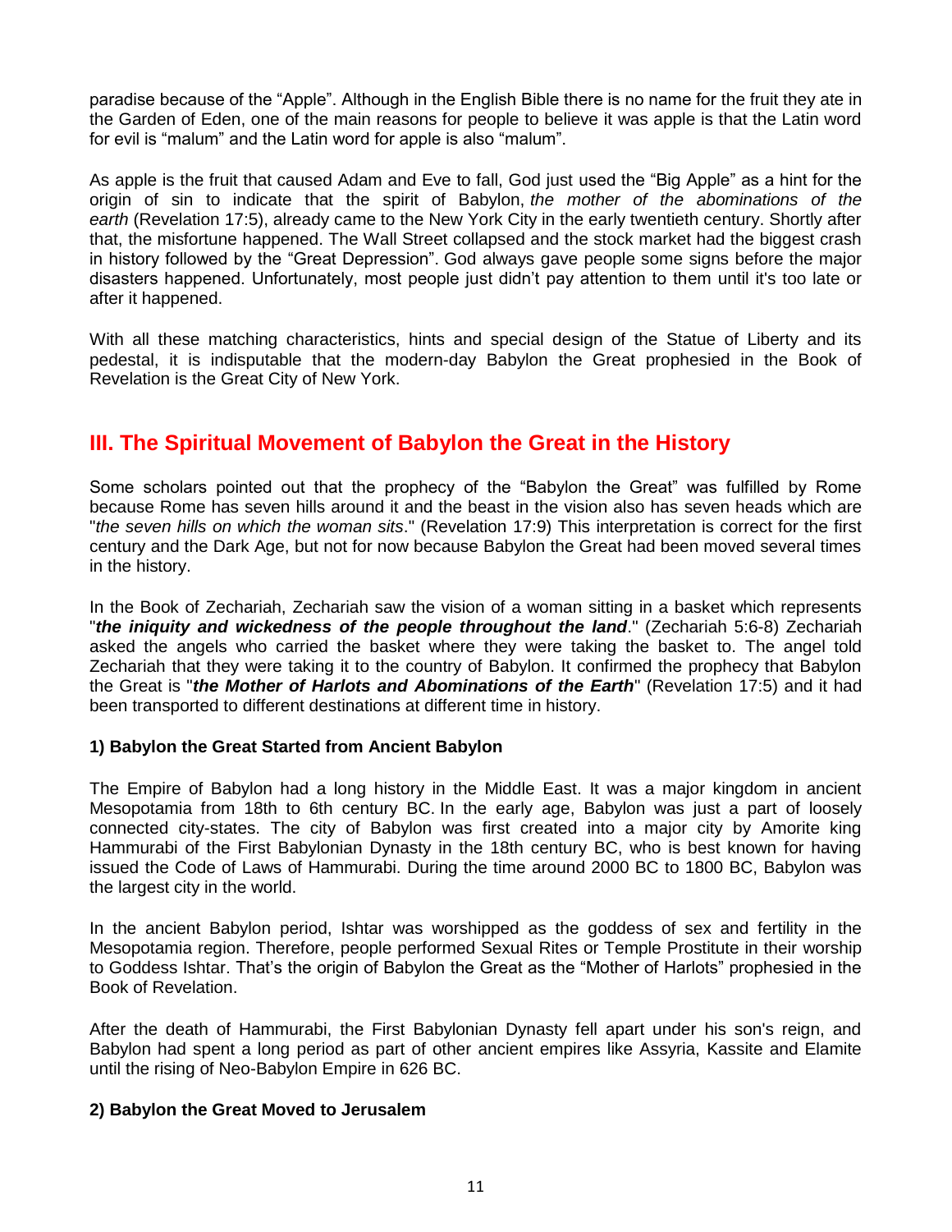paradise because of the "Apple". Although in the English Bible there is no name for the fruit they ate in the Garden of Eden, one of the main reasons for people to believe it was apple is that the Latin word for evil is "malum" and the Latin word for apple is also "malum".

As apple is the fruit that caused Adam and Eve to fall, God just used the "Big Apple" as a hint for the origin of sin to indicate that the spirit of Babylon, *the mother of the abominations of the earth* (Revelation 17:5), already came to the New York City in the early twentieth century. Shortly after that, the misfortune happened. The Wall Street collapsed and the stock market had the biggest crash in history followed by the "Great Depression". God always gave people some signs before the major disasters happened. Unfortunately, most people just didn't pay attention to them until it's too late or after it happened.

With all these matching characteristics, hints and special design of the Statue of Liberty and its pedestal, it is indisputable that the modern-day Babylon the Great prophesied in the Book of Revelation is the Great City of New York.

## III. The Spiritual Movement of Babylon the Great in the History

Some scholars pointed out that the prophecy of the "Babylon the Great" was fulfilled by Rome because Rome has seven hills around it and the beast in the vision also has seven heads which are "*the seven hills on which the woman sits*." (Revelation 17:9) This interpretation is correct for the first century and the Dark Age, but not for now because Babylon the Great had been moved several times in the history.

In the Book of Zechariah, Zechariah saw the vision of a woman sitting in a basket which represents "***the iniquity and wickedness of the people throughout the land***." (Zechariah 5:6-8) Zechariah asked the angels who carried the basket where they were taking the basket to. The angel told Zechariah that they were taking it to the country of Babylon. It confirmed the prophecy that Babylon the Great is "***the Mother of Harlots and Abominations of the Earth***" (Revelation 17:5) and it had been transported to different destinations at different time in history.

### 1) Babylon the Great Started from Ancient Babylon

The Empire of Babylon had a long history in the Middle East. It was a major kingdom in ancient Mesopotamia from 18th to 6th century BC. In the early age, Babylon was just a part of loosely connected city-states. The city of Babylon was first created into a major city by Amorite king Hammurabi of the First Babylonian Dynasty in the 18th century BC, who is best known for having issued the Code of Laws of Hammurabi. During the time around 2000 BC to 1800 BC, Babylon was the largest city in the world.

In the ancient Babylon period, Ishtar was worshipped as the goddess of sex and fertility in the Mesopotamia region. Therefore, people performed Sexual Rites or Temple Prostitute in their worship to Goddess Ishtar. That's the origin of Babylon the Great as the "Mother of Harlots" prophesied in the Book of Revelation.

After the death of Hammurabi, the First Babylonian Dynasty fell apart under his son's reign, and Babylon had spent a long period as part of other ancient empires like Assyria, Kassite and Elamite until the rising of Neo-Babylon Empire in 626 BC.

### 2) Babylon the Great Moved to Jerusalem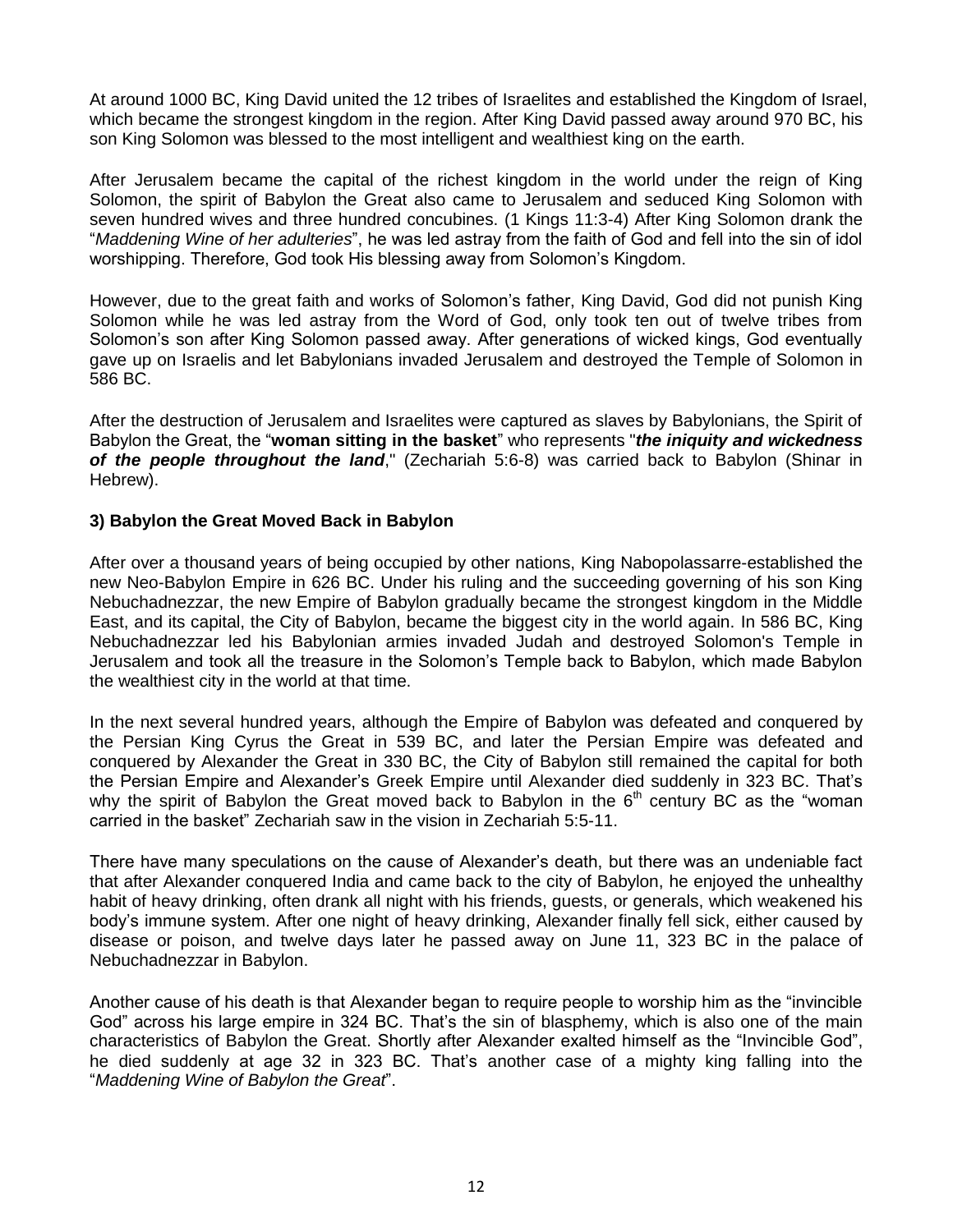At around 1000 BC, King David united the 12 tribes of Israelites and established the Kingdom of Israel, which became the strongest kingdom in the region. After King David passed away around 970 BC, his son King Solomon was blessed to the most intelligent and wealthiest king on the earth.

After Jerusalem became the capital of the richest kingdom in the world under the reign of King Solomon, the spirit of Babylon the Great also came to Jerusalem and seduced King Solomon with seven hundred wives and three hundred concubines. (1 Kings 11:3-4) After King Solomon drank the "*Maddening Wine of her adulteries*", he was led astray from the faith of God and fell into the sin of idol worshipping. Therefore, God took His blessing away from Solomon's Kingdom.

However, due to the great faith and works of Solomon's father, King David, God did not punish King Solomon while he was led astray from the Word of God, only took ten out of twelve tribes from Solomon's son after King Solomon passed away. After generations of wicked kings, God eventually gave up on Israelis and let Babylonians invaded Jerusalem and destroyed the Temple of Solomon in 586 BC.

After the destruction of Jerusalem and Israelites were captured as slaves by Babylonians, the Spirit of Babylon the Great, the "**woman sitting in the basket**" who represents "***the iniquity and wickedness of the people throughout the land***," (Zechariah 5:6-8) was carried back to Babylon (Shinar in Hebrew).

**3) Babylon the Great Moved Back in Babylon**

After over a thousand years of being occupied by other nations, King Nabopolassarre-established the new Neo-Babylon Empire in 626 BC. Under his ruling and the succeeding governing of his son King Nebuchadnezzar, the new Empire of Babylon gradually became the strongest kingdom in the Middle East, and its capital, the City of Babylon, became the biggest city in the world again. In 586 BC, King Nebuchadnezzar led his Babylonian armies invaded Judah and destroyed Solomon's Temple in Jerusalem and took all the treasure in the Solomon's Temple back to Babylon, which made Babylon the wealthiest city in the world at that time.

In the next several hundred years, although the Empire of Babylon was defeated and conquered by the Persian King Cyrus the Great in 539 BC, and later the Persian Empire was defeated and conquered by Alexander the Great in 330 BC, the City of Babylon still remained the capital for both the Persian Empire and Alexander's Greek Empire until Alexander died suddenly in 323 BC. That's why the spirit of Babylon the Great moved back to Babylon in the 6th century BC as the "woman carried in the basket" Zechariah saw in the vision in Zechariah 5:5-11.

There have many speculations on the cause of Alexander's death, but there was an undeniable fact that after Alexander conquered India and came back to the city of Babylon, he enjoyed the unhealthy habit of heavy drinking, often drank all night with his friends, guests, or generals, which weakened his body's immune system. After one night of heavy drinking, Alexander finally fell sick, either caused by disease or poison, and twelve days later he passed away on June 11, 323 BC in the palace of Nebuchadnezzar in Babylon.

Another cause of his death is that Alexander began to require people to worship him as the "invincible God" across his large empire in 324 BC. That's the sin of blasphemy, which is also one of the main characteristics of Babylon the Great. Shortly after Alexander exalted himself as the "Invincible God", he died suddenly at age 32 in 323 BC. That's another case of a mighty king falling into the "*Maddening Wine of Babylon the Great*".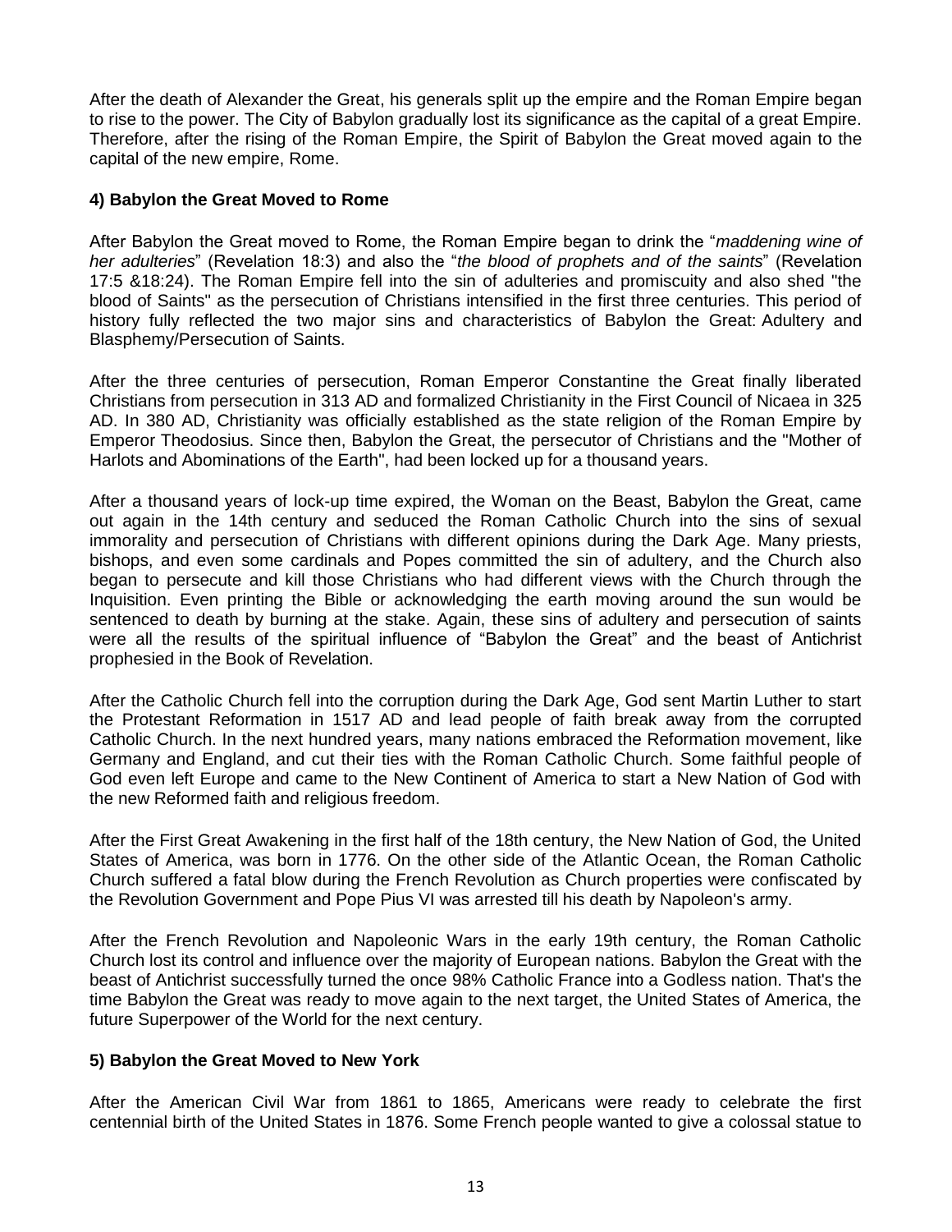After the death of Alexander the Great, his generals split up the empire and the Roman Empire began to rise to the power. The City of Babylon gradually lost its significance as the capital of a great Empire. Therefore, after the rising of the Roman Empire, the Spirit of Babylon the Great moved again to the capital of the new empire, Rome.

**4) Babylon the Great Moved to Rome**

After Babylon the Great moved to Rome, the Roman Empire began to drink the "*maddening wine of her adulteries*" (Revelation 18:3) and also the "*the blood of prophets and of the saints*" (Revelation 17:5 &18:24). The Roman Empire fell into the sin of adulteries and promiscuity and also shed "the blood of Saints" as the persecution of Christians intensified in the first three centuries. This period of history fully reflected the two major sins and characteristics of Babylon the Great: Adultery and Blasphemy/Persecution of Saints.

After the three centuries of persecution, Roman Emperor Constantine the Great finally liberated Christians from persecution in 313 AD and formalized Christianity in the First Council of Nicaea in 325 AD. In 380 AD, Christianity was officially established as the state religion of the Roman Empire by Emperor Theodosius. Since then, Babylon the Great, the persecutor of Christians and the "Mother of Harlots and Abominations of the Earth", had been locked up for a thousand years.

After a thousand years of lock-up time expired, the Woman on the Beast, Babylon the Great, came out again in the 14th century and seduced the Roman Catholic Church into the sins of sexual immorality and persecution of Christians with different opinions during the Dark Age. Many priests, bishops, and even some cardinals and Popes committed the sin of adultery, and the Church also began to persecute and kill those Christians who had different views with the Church through the Inquisition. Even printing the Bible or acknowledging the earth moving around the sun would be sentenced to death by burning at the stake. Again, these sins of adultery and persecution of saints were all the results of the spiritual influence of "Babylon the Great" and the beast of Antichrist prophesied in the Book of Revelation.

After the Catholic Church fell into the corruption during the Dark Age, God sent Martin Luther to start the Protestant Reformation in 1517 AD and lead people of faith break away from the corrupted Catholic Church. In the next hundred years, many nations embraced the Reformation movement, like Germany and England, and cut their ties with the Roman Catholic Church. Some faithful people of God even left Europe and came to the New Continent of America to start a New Nation of God with the new Reformed faith and religious freedom.

After the First Great Awakening in the first half of the 18th century, the New Nation of God, the United States of America, was born in 1776. On the other side of the Atlantic Ocean, the Roman Catholic Church suffered a fatal blow during the French Revolution as Church properties were confiscated by the Revolution Government and Pope Pius VI was arrested till his death by Napoleon's army.

After the French Revolution and Napoleonic Wars in the early 19th century, the Roman Catholic Church lost its control and influence over the majority of European nations. Babylon the Great with the beast of Antichrist successfully turned the once 98% Catholic France into a Godless nation. That's the time Babylon the Great was ready to move again to the next target, the United States of America, the future Superpower of the World for the next century.

**5) Babylon the Great Moved to New York**

After the American Civil War from 1861 to 1865, Americans were ready to celebrate the first centennial birth of the United States in 1876. Some French people wanted to give a colossal statue to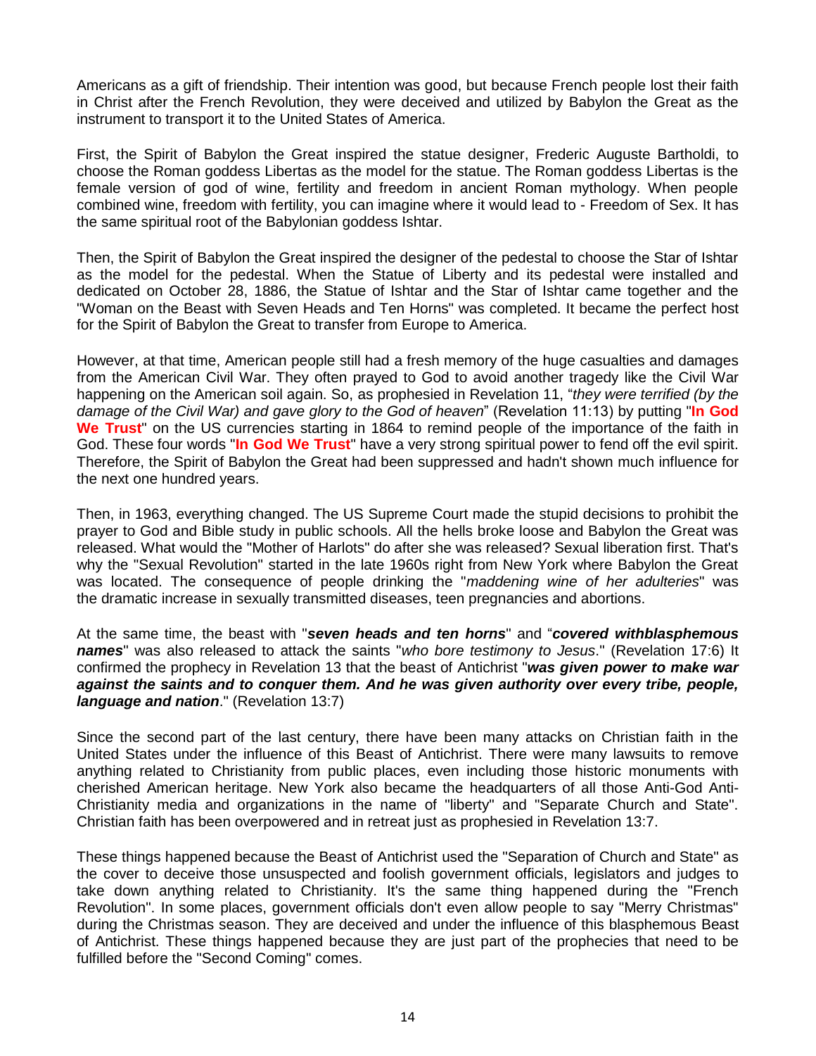Americans as a gift of friendship. Their intention was good, but because French people lost their faith in Christ after the French Revolution, they were deceived and utilized by Babylon the Great as the instrument to transport it to the United States of America.

First, the Spirit of Babylon the Great inspired the statue designer, Frederic Auguste Bartholdi, to choose the Roman goddess Libertas as the model for the statue. The Roman goddess Libertas is the female version of god of wine, fertility and freedom in ancient Roman mythology. When people combined wine, freedom with fertility, you can imagine where it would lead to - Freedom of Sex. It has the same spiritual root of the Babylonian goddess Ishtar.

Then, the Spirit of Babylon the Great inspired the designer of the pedestal to choose the Star of Ishtar as the model for the pedestal. When the Statue of Liberty and its pedestal were installed and dedicated on October 28, 1886, the Statue of Ishtar and the Star of Ishtar came together and the "Woman on the Beast with Seven Heads and Ten Horns" was completed. It became the perfect host for the Spirit of Babylon the Great to transfer from Europe to America.

However, at that time, American people still had a fresh memory of the huge casualties and damages from the American Civil War. They often prayed to God to avoid another tragedy like the Civil War happening on the American soil again. So, as prophesied in Revelation 11, "*they were terrified (by the damage of the Civil War) and gave glory to the God of heaven*" (Revelation 11:13) by putting "**In God We Trust**" on the US currencies starting in 1864 to remind people of the importance of the faith in God. These four words "**In God We Trust**" have a very strong spiritual power to fend off the evil spirit. Therefore, the Spirit of Babylon the Great had been suppressed and hadn't shown much influence for the next one hundred years.

Then, in 1963, everything changed. The US Supreme Court made the stupid decisions to prohibit the prayer to God and Bible study in public schools. All the hells broke loose and Babylon the Great was released. What would the "Mother of Harlots" do after she was released? Sexual liberation first. That's why the "Sexual Revolution" started in the late 1960s right from New York where Babylon the Great was located. The consequence of people drinking the "*maddening wine of her adulteries*" was the dramatic increase in sexually transmitted diseases, teen pregnancies and abortions.

At the same time, the beast with "***seven heads and ten horns***" and "***covered withblasphemous names***" was also released to attack the saints "*who bore testimony to Jesus*." (Revelation 17:6) It confirmed the prophecy in Revelation 13 that the beast of Antichrist "***was given power to make war against the saints and to conquer them. And he was given authority over every tribe, people, language and nation***." (Revelation 13:7)

Since the second part of the last century, there have been many attacks on Christian faith in the United States under the influence of this Beast of Antichrist. There were many lawsuits to remove anything related to Christianity from public places, even including those historic monuments with cherished American heritage. New York also became the headquarters of all those Anti-God Anti-Christianity media and organizations in the name of "liberty" and "Separate Church and State". Christian faith has been overpowered and in retreat just as prophesied in Revelation 13:7.

These things happened because the Beast of Antichrist used the "Separation of Church and State" as the cover to deceive those unsuspected and foolish government officials, legislators and judges to take down anything related to Christianity. It's the same thing happened during the "French Revolution". In some places, government officials don't even allow people to say "Merry Christmas" during the Christmas season. They are deceived and under the influence of this blasphemous Beast of Antichrist. These things happened because they are just part of the prophecies that need to be fulfilled before the "Second Coming" comes.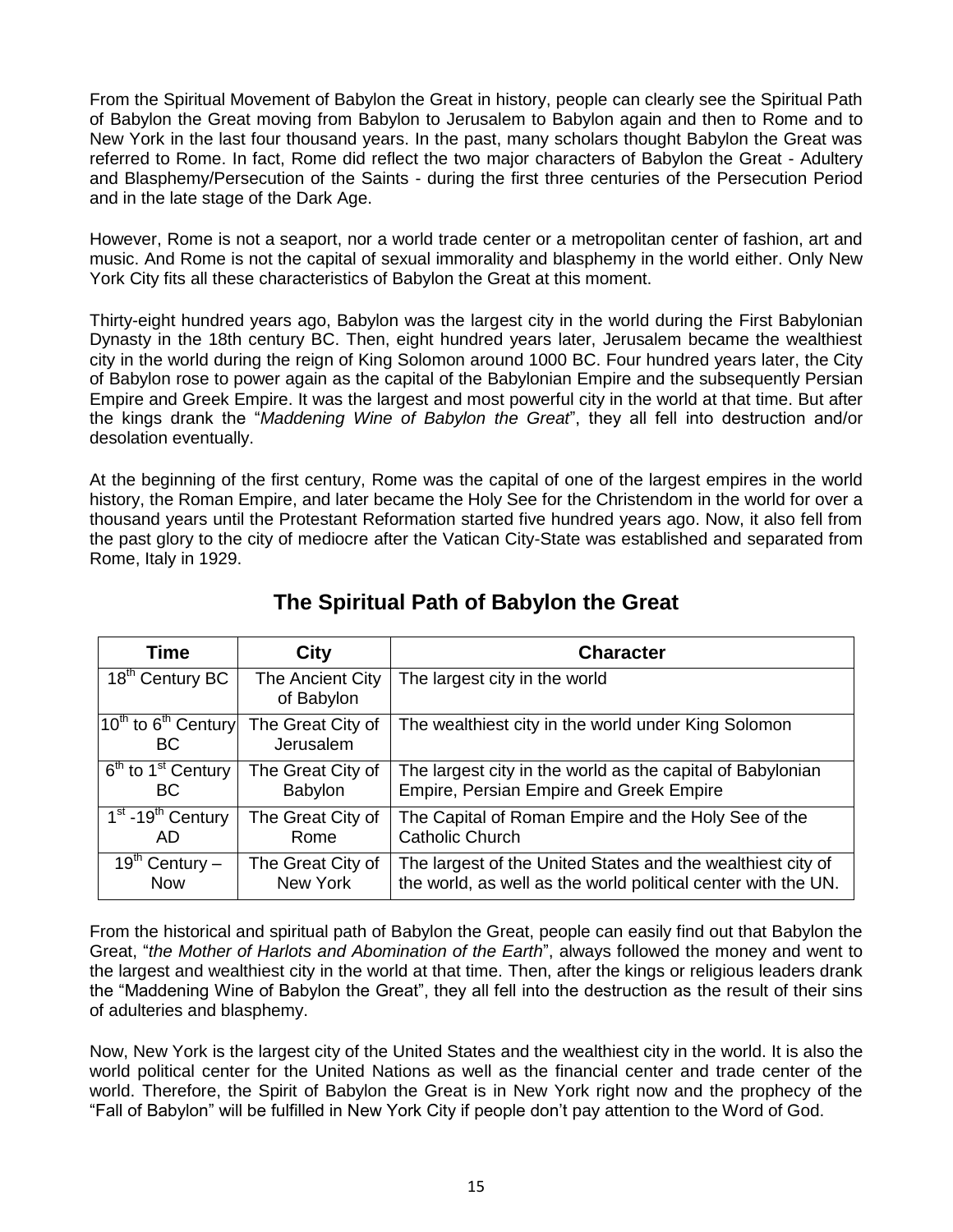From the Spiritual Movement of Babylon the Great in history, people can clearly see the Spiritual Path of Babylon the Great moving from Babylon to Jerusalem to Babylon again and then to Rome and to New York in the last four thousand years. In the past, many scholars thought Babylon the Great was referred to Rome. In fact, Rome did reflect the two major characters of Babylon the Great - Adultery and Blasphemy/Persecution of the Saints - during the first three centuries of the Persecution Period and in the late stage of the Dark Age.

However, Rome is not a seaport, nor a world trade center or a metropolitan center of fashion, art and music. And Rome is not the capital of sexual immorality and blasphemy in the world either. Only New York City fits all these characteristics of Babylon the Great at this moment.

Thirty-eight hundred years ago, Babylon was the largest city in the world during the First Babylonian Dynasty in the 18th century BC. Then, eight hundred years later, Jerusalem became the wealthiest city in the world during the reign of King Solomon around 1000 BC. Four hundred years later, the City of Babylon rose to power again as the capital of the Babylonian Empire and the subsequently Persian Empire and Greek Empire. It was the largest and most powerful city in the world at that time. But after the kings drank the "*Maddening Wine of Babylon the Great*", they all fell into destruction and/or desolation eventually.

At the beginning of the first century, Rome was the capital of one of the largest empires in the world history, the Roman Empire, and later became the Holy See for the Christendom in the world for over a thousand years until the Protestant Reformation started five hundred years ago. Now, it also fell from the past glory to the city of mediocre after the Vatican City-State was established and separated from Rome, Italy in 1929.

## The Spiritual Path of Babylon the Great

| Time | City | Character |
|---|---|---|
| 18th Century BC | The Ancient City of Babylon | The largest city in the world |
| 10th to 6th Century BC | The Great City of Jerusalem | The wealthiest city in the world under King Solomon |
| 6th to 1st Century BC | The Great City of Babylon | The largest city in the world as the capital of Babylonian Empire, Persian Empire and Greek Empire |
| 1st -19th Century AD | The Great City of Rome | The Capital of Roman Empire and the Holy See of the Catholic Church |
| 19th Century – Now | The Great City of New York | The largest of the United States and the wealthiest city of the world, as well as the world political center with the UN. |

From the historical and spiritual path of Babylon the Great, people can easily find out that Babylon the Great, "*the Mother of Harlots and Abomination of the Earth*", always followed the money and went to the largest and wealthiest city in the world at that time. Then, after the kings or religious leaders drank the "Maddening Wine of Babylon the Great", they all fell into the destruction as the result of their sins of adulteries and blasphemy.

Now, New York is the largest city of the United States and the wealthiest city in the world. It is also the world political center for the United Nations as well as the financial center and trade center of the world. Therefore, the Spirit of Babylon the Great is in New York right now and the prophecy of the "Fall of Babylon" will be fulfilled in New York City if people don't pay attention to the Word of God.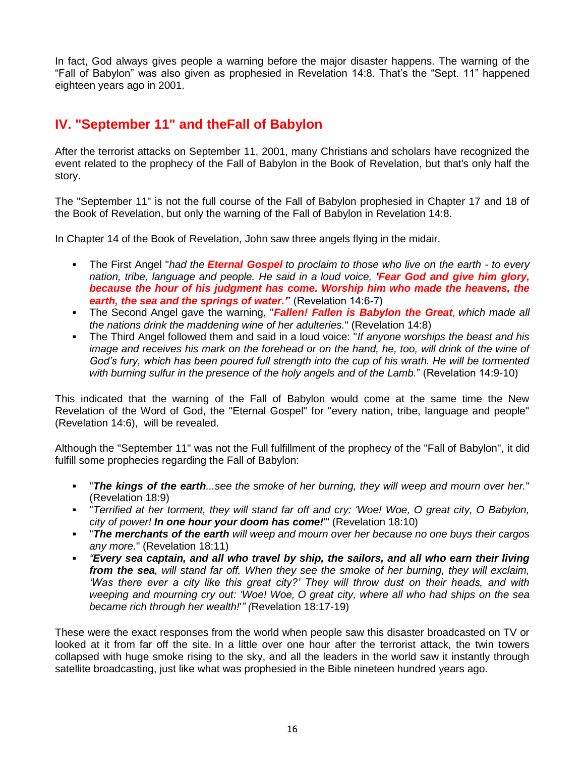In fact, God always gives people a warning before the major disaster happens. The warning of the "Fall of Babylon" was also given as prophesied in Revelation 14:8. That's the "Sept. 11" happened eighteen years ago in 2001.

## IV. "September 11" and theFall of Babylon

After the terrorist attacks on September 11, 2001, many Christians and scholars have recognized the event related to the prophecy of the Fall of Babylon in the Book of Revelation, but that's only half the story.

The "September 11" is not the full course of the Fall of Babylon prophesied in Chapter 17 and 18 of the Book of Revelation, but only the warning of the Fall of Babylon in Revelation 14:8.

In Chapter 14 of the Book of Revelation, John saw three angels flying in the midair.

- The First Angel "*had the **Eternal Gospel** to proclaim to those who live on the earth - to every nation, tribe, language and people. He said in a loud voice, **'Fear God and give him glory, because the hour of his judgment has come. Worship him who made the heavens, the earth, the sea and the springs of water.'***" (Revelation 14:6-7)
- The Second Angel gave the warning, "***Fallen! Fallen is Babylon the Great**, which made all the nations drink the maddening wine of her adulteries.*" (Revelation 14:8)
- The Third Angel followed them and said in a loud voice: "*If anyone worships the beast and his image and receives his mark on the forehead or on the hand, he, too, will drink of the wine of God's fury, which has been poured full strength into the cup of his wrath. He will be tormented with burning sulfur in the presence of the holy angels and of the Lamb.*" (Revelation 14:9-10)

This indicated that the warning of the Fall of Babylon would come at the same time the New Revelation of the Word of God, the "Eternal Gospel" for "every nation, tribe, language and people" (Revelation 14:6), will be revealed.

Although the "September 11" was not the Full fulfillment of the prophecy of the "Fall of Babylon", it did fulfill some prophecies regarding the Fall of Babylon:

- "***The kings of the earth**...see the smoke of her burning, they will weep and mourn over her.*" (Revelation 18:9)
- "*Terrified at her torment, they will stand far off and cry: 'Woe! Woe, O great city, O Babylon, city of power! **In one hour your doom has come!**'*" (Revelation 18:10)
- "***The merchants of the earth** will weep and mourn over her because no one buys their cargos any more.*" (Revelation 18:11)
- *"**Every sea captain, and all who travel by ship, the sailors, and all who earn their living from the sea**, will stand far off. When they see the smoke of her burning, they will exclaim, 'Was there ever a city like this great city?' They will throw dust on their heads, and with weeping and mourning cry out: 'Woe! Woe, O great city, where all who had ships on the sea became rich through her wealth!'" (*Revelation 18:17-19)

These were the exact responses from the world when people saw this disaster broadcasted on TV or looked at it from far off the site. In a little over one hour after the terrorist attack, the twin towers collapsed with huge smoke rising to the sky, and all the leaders in the world saw it instantly through satellite broadcasting, just like what was prophesied in the Bible nineteen hundred years ago.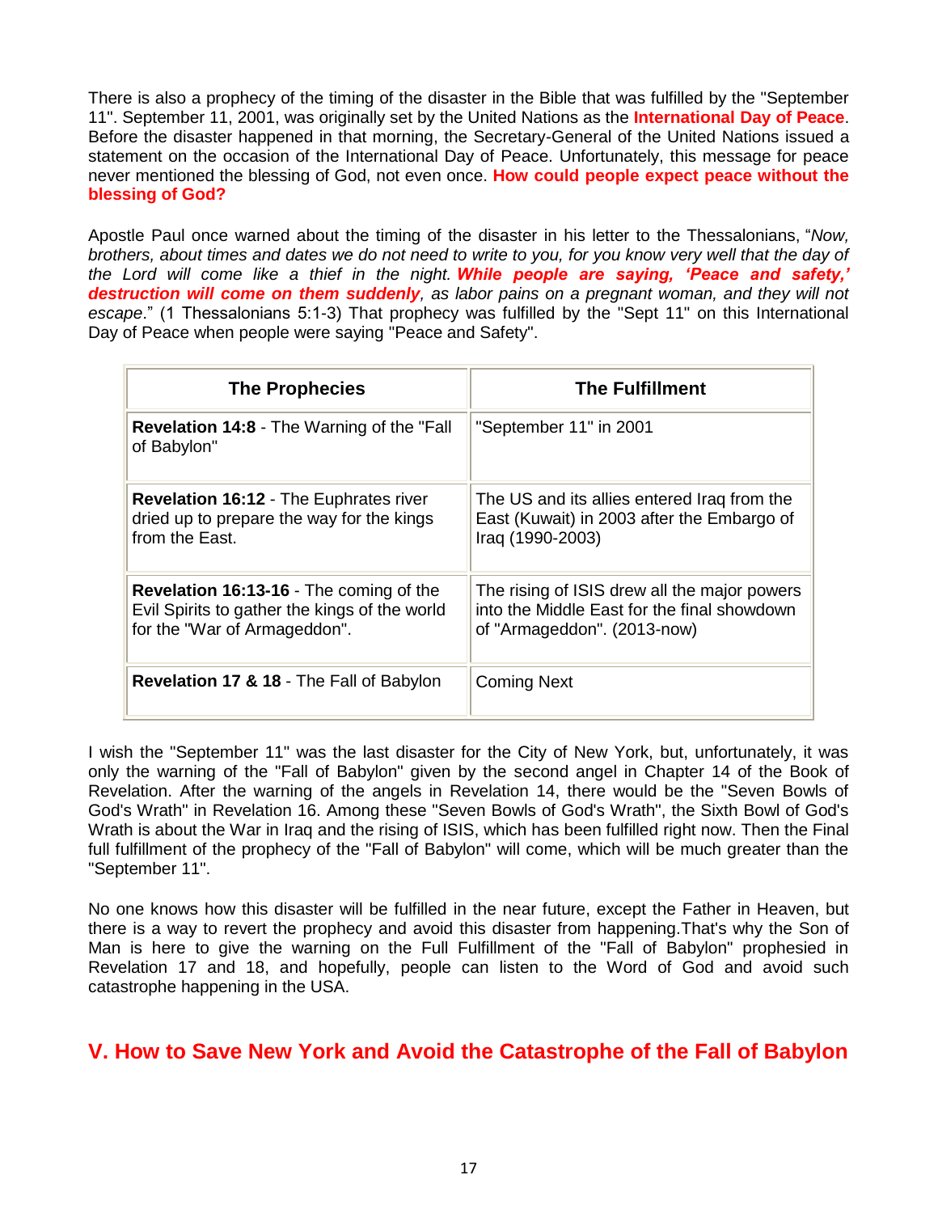There is also a prophecy of the timing of the disaster in the Bible that was fulfilled by the "September 11". September 11, 2001, was originally set by the United Nations as the **International Day of Peace**. Before the disaster happened in that morning, the Secretary-General of the United Nations issued a statement on the occasion of the International Day of Peace. Unfortunately, this message for peace never mentioned the blessing of God, not even once. **How could people expect peace without the blessing of God?**

Apostle Paul once warned about the timing of the disaster in his letter to the Thessalonians, "*Now, brothers, about times and dates we do not need to write to you, for you know very well that the day of the Lord will come like a thief in the night.* ***While people are saying, 'Peace and safety,' destruction will come on them suddenly****, as labor pains on a pregnant woman, and they will not escape*." (1 Thessalonians 5:1-3) That prophecy was fulfilled by the "Sept 11" on this International Day of Peace when people were saying "Peace and Safety".

| The Prophecies | The Fulfillment |
|---|---|
| **Revelation 14:8** - The Warning of the "Fall of Babylon" | "September 11" in 2001 |
| **Revelation 16:12** - The Euphrates river dried up to prepare the way for the kings from the East. | The US and its allies entered Iraq from the East (Kuwait) in 2003 after the Embargo of Iraq (1990-2003) |
| **Revelation 16:13-16** - The coming of the Evil Spirits to gather the kings of the world for the "War of Armageddon". | The rising of ISIS drew all the major powers into the Middle East for the final showdown of "Armageddon". (2013-now) |
| **Revelation 17 & 18** - The Fall of Babylon | Coming Next |

I wish the "September 11" was the last disaster for the City of New York, but, unfortunately, it was only the warning of the "Fall of Babylon" given by the second angel in Chapter 14 of the Book of Revelation. After the warning of the angels in Revelation 14, there would be the "Seven Bowls of God's Wrath" in Revelation 16. Among these "Seven Bowls of God's Wrath", the Sixth Bowl of God's Wrath is about the War in Iraq and the rising of ISIS, which has been fulfilled right now. Then the Final full fulfillment of the prophecy of the "Fall of Babylon" will come, which will be much greater than the "September 11".

No one knows how this disaster will be fulfilled in the near future, except the Father in Heaven, but there is a way to revert the prophecy and avoid this disaster from happening.That's why the Son of Man is here to give the warning on the Full Fulfillment of the "Fall of Babylon" prophesied in Revelation 17 and 18, and hopefully, people can listen to the Word of God and avoid such catastrophe happening in the USA.

## V. How to Save New York and Avoid the Catastrophe of the Fall of Babylon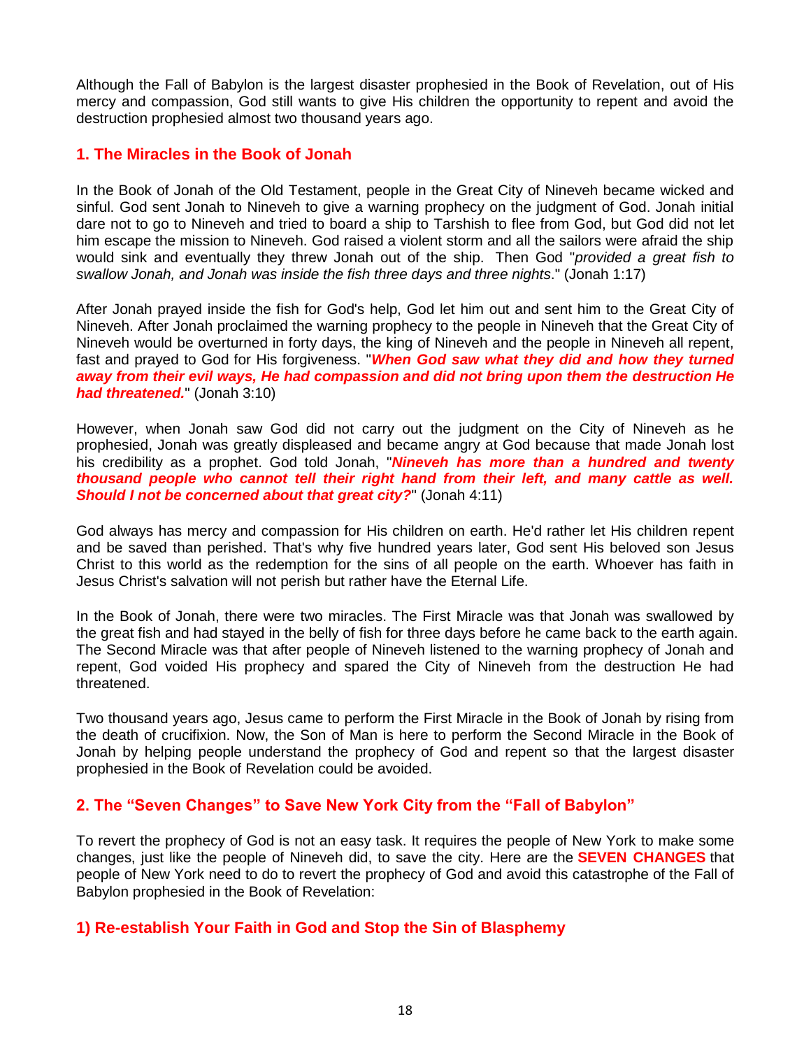Although the Fall of Babylon is the largest disaster prophesied in the Book of Revelation, out of His mercy and compassion, God still wants to give His children the opportunity to repent and avoid the destruction prophesied almost two thousand years ago.

## 1. The Miracles in the Book of Jonah

In the Book of Jonah of the Old Testament, people in the Great City of Nineveh became wicked and sinful. God sent Jonah to Nineveh to give a warning prophecy on the judgment of God. Jonah initial dare not to go to Nineveh and tried to board a ship to Tarshish to flee from God, but God did not let him escape the mission to Nineveh. God raised a violent storm and all the sailors were afraid the ship would sink and eventually they threw Jonah out of the ship. Then God "*provided a great fish to swallow Jonah, and Jonah was inside the fish three days and three nights*." (Jonah 1:17)

After Jonah prayed inside the fish for God's help, God let him out and sent him to the Great City of Nineveh. After Jonah proclaimed the warning prophecy to the people in Nineveh that the Great City of Nineveh would be overturned in forty days, the king of Nineveh and the people in Nineveh all repent, fast and prayed to God for His forgiveness. "***When God saw what they did and how they turned away from their evil ways, He had compassion and did not bring upon them the destruction He had threatened.***" (Jonah 3:10)

However, when Jonah saw God did not carry out the judgment on the City of Nineveh as he prophesied, Jonah was greatly displeased and became angry at God because that made Jonah lost his credibility as a prophet. God told Jonah, "***Nineveh has more than a hundred and twenty thousand people who cannot tell their right hand from their left, and many cattle as well. Should I not be concerned about that great city?***" (Jonah 4:11)

God always has mercy and compassion for His children on earth. He'd rather let His children repent and be saved than perished. That's why five hundred years later, God sent His beloved son Jesus Christ to this world as the redemption for the sins of all people on the earth. Whoever has faith in Jesus Christ's salvation will not perish but rather have the Eternal Life.

In the Book of Jonah, there were two miracles. The First Miracle was that Jonah was swallowed by the great fish and had stayed in the belly of fish for three days before he came back to the earth again. The Second Miracle was that after people of Nineveh listened to the warning prophecy of Jonah and repent, God voided His prophecy and spared the City of Nineveh from the destruction He had threatened.

Two thousand years ago, Jesus came to perform the First Miracle in the Book of Jonah by rising from the death of crucifixion. Now, the Son of Man is here to perform the Second Miracle in the Book of Jonah by helping people understand the prophecy of God and repent so that the largest disaster prophesied in the Book of Revelation could be avoided.

## 2. The "Seven Changes" to Save New York City from the "Fall of Babylon"

To revert the prophecy of God is not an easy task. It requires the people of New York to make some changes, just like the people of Nineveh did, to save the city. Here are the **SEVEN CHANGES** that people of New York need to do to revert the prophecy of God and avoid this catastrophe of the Fall of Babylon prophesied in the Book of Revelation:

### 1) Re-establish Your Faith in God and Stop the Sin of Blasphemy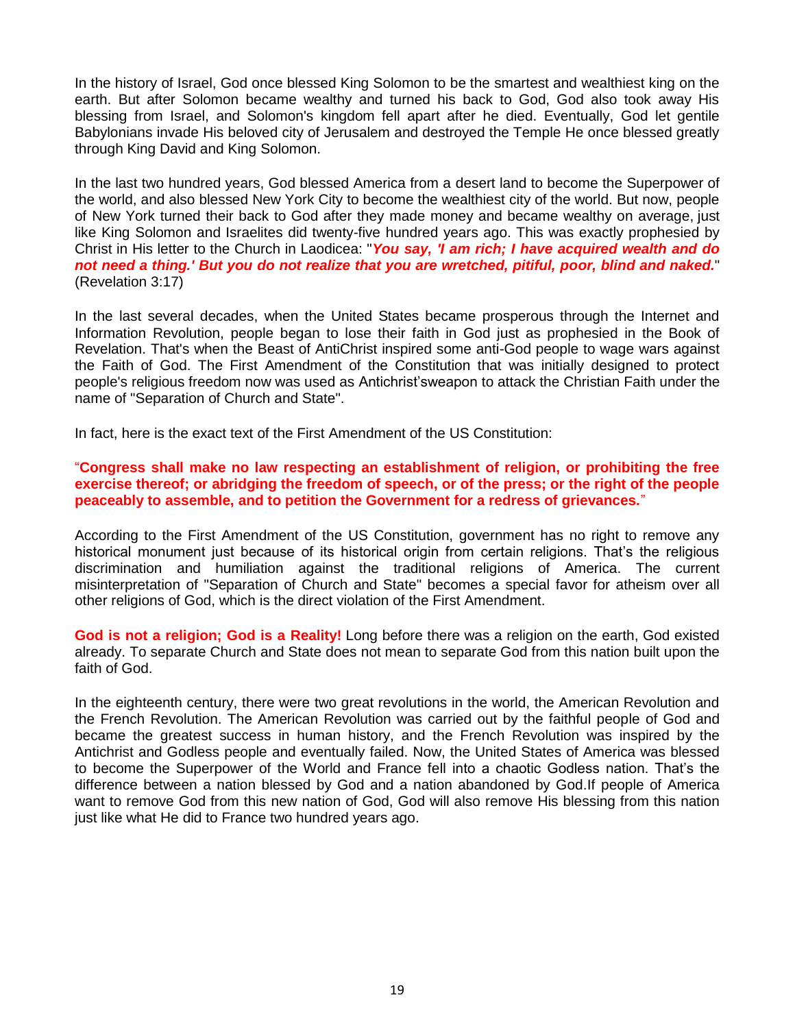In the history of Israel, God once blessed King Solomon to be the smartest and wealthiest king on the earth. But after Solomon became wealthy and turned his back to God, God also took away His blessing from Israel, and Solomon's kingdom fell apart after he died. Eventually, God let gentile Babylonians invade His beloved city of Jerusalem and destroyed the Temple He once blessed greatly through King David and King Solomon.

In the last two hundred years, God blessed America from a desert land to become the Superpower of the world, and also blessed New York City to become the wealthiest city of the world. But now, people of New York turned their back to God after they made money and became wealthy on average, just like King Solomon and Israelites did twenty-five hundred years ago. This was exactly prophesied by Christ in His letter to the Church in Laodicea: "***You say, 'I am rich; I have acquired wealth and do not need a thing.' But you do not realize that you are wretched, pitiful, poor, blind and naked.***" (Revelation 3:17)

In the last several decades, when the United States became prosperous through the Internet and Information Revolution, people began to lose their faith in God just as prophesied in the Book of Revelation. That's when the Beast of AntiChrist inspired some anti-God people to wage wars against the Faith of God. The First Amendment of the Constitution that was initially designed to protect people's religious freedom now was used as Antichrist'sweapon to attack the Christian Faith under the name of "Separation of Church and State".

In fact, here is the exact text of the First Amendment of the US Constitution:

"**Congress shall make no law respecting an establishment of religion, or prohibiting the free exercise thereof; or abridging the freedom of speech, or of the press; or the right of the people peaceably to assemble, and to petition the Government for a redress of grievances.**"

According to the First Amendment of the US Constitution, government has no right to remove any historical monument just because of its historical origin from certain religions. That's the religious discrimination and humiliation against the traditional religions of America. The current misinterpretation of "Separation of Church and State" becomes a special favor for atheism over all other religions of God, which is the direct violation of the First Amendment.

**God is not a religion; God is a Reality!** Long before there was a religion on the earth, God existed already. To separate Church and State does not mean to separate God from this nation built upon the faith of God.

In the eighteenth century, there were two great revolutions in the world, the American Revolution and the French Revolution. The American Revolution was carried out by the faithful people of God and became the greatest success in human history, and the French Revolution was inspired by the Antichrist and Godless people and eventually failed. Now, the United States of America was blessed to become the Superpower of the World and France fell into a chaotic Godless nation. That's the difference between a nation blessed by God and a nation abandoned by God.If people of America want to remove God from this new nation of God, God will also remove His blessing from this nation just like what He did to France two hundred years ago.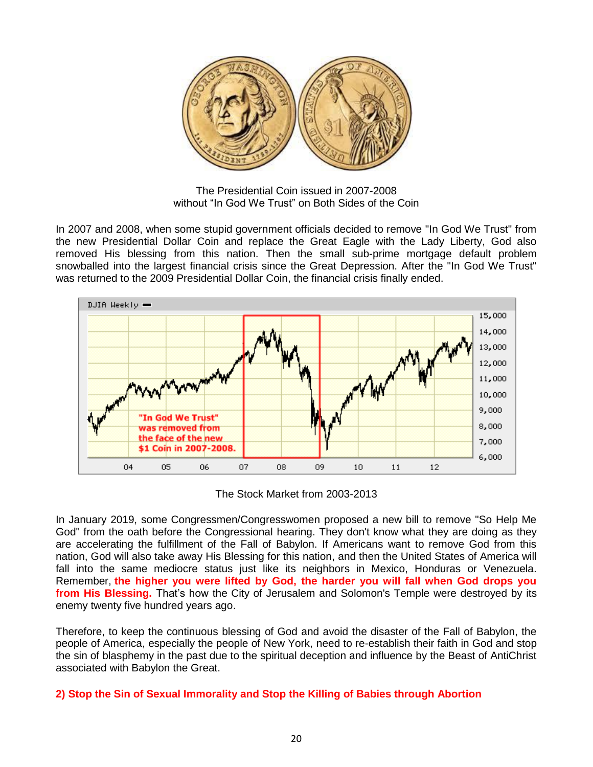The Presidential Coin issued in 2007-2008
without "In God We Trust" on Both Sides of the Coin

In 2007 and 2008, when some stupid government officials decided to remove "In God We Trust" from the new Presidential Dollar Coin and replace the Great Eagle with the Lady Liberty, God also removed His blessing from this nation. Then the small sub-prime mortgage default problem snowballed into the largest financial crisis since the Great Depression. After the "In God We Trust" was returned to the 2009 Presidential Dollar Coin, the financial crisis finally ended.

The Stock Market from 2003-2013

In January 2019, some Congressmen/Congresswomen proposed a new bill to remove "So Help Me God" from the oath before the Congressional hearing. They don't know what they are doing as they are accelerating the fulfillment of the Fall of Babylon. If Americans want to remove God from this nation, God will also take away His Blessing for this nation, and then the United States of America will fall into the same mediocre status just like its neighbors in Mexico, Honduras or Venezuela. Remember, **the higher you were lifted by God, the harder you will fall when God drops you from His Blessing.** That's how the City of Jerusalem and Solomon's Temple were destroyed by its enemy twenty five hundred years ago.

Therefore, to keep the continuous blessing of God and avoid the disaster of the Fall of Babylon, the people of America, especially the people of New York, need to re-establish their faith in God and stop the sin of blasphemy in the past due to the spiritual deception and influence by the Beast of AntiChrist associated with Babylon the Great.

### 2) Stop the Sin of Sexual Immorality and Stop the Killing of Babies through Abortion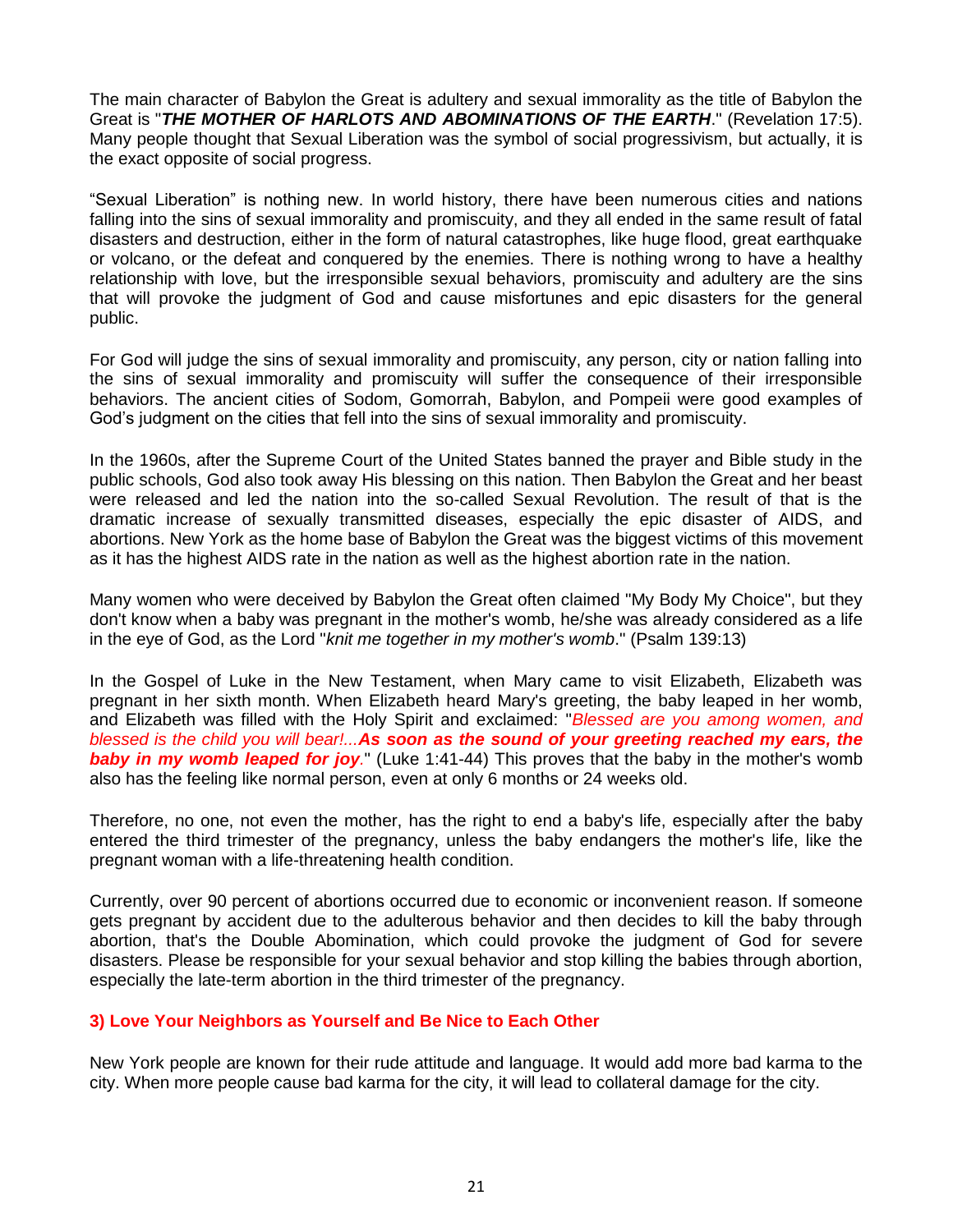The main character of Babylon the Great is adultery and sexual immorality as the title of Babylon the Great is "***THE MOTHER OF HARLOTS AND ABOMINATIONS OF THE EARTH***." (Revelation 17:5). Many people thought that Sexual Liberation was the symbol of social progressivism, but actually, it is the exact opposite of social progress.

"Sexual Liberation" is nothing new. In world history, there have been numerous cities and nations falling into the sins of sexual immorality and promiscuity, and they all ended in the same result of fatal disasters and destruction, either in the form of natural catastrophes, like huge flood, great earthquake or volcano, or the defeat and conquered by the enemies. There is nothing wrong to have a healthy relationship with love, but the irresponsible sexual behaviors, promiscuity and adultery are the sins that will provoke the judgment of God and cause misfortunes and epic disasters for the general public.

For God will judge the sins of sexual immorality and promiscuity, any person, city or nation falling into the sins of sexual immorality and promiscuity will suffer the consequence of their irresponsible behaviors. The ancient cities of Sodom, Gomorrah, Babylon, and Pompeii were good examples of God's judgment on the cities that fell into the sins of sexual immorality and promiscuity.

In the 1960s, after the Supreme Court of the United States banned the prayer and Bible study in the public schools, God also took away His blessing on this nation. Then Babylon the Great and her beast were released and led the nation into the so-called Sexual Revolution. The result of that is the dramatic increase of sexually transmitted diseases, especially the epic disaster of AIDS, and abortions. New York as the home base of Babylon the Great was the biggest victims of this movement as it has the highest AIDS rate in the nation as well as the highest abortion rate in the nation.

Many women who were deceived by Babylon the Great often claimed "My Body My Choice", but they don't know when a baby was pregnant in the mother's womb, he/she was already considered as a life in the eye of God, as the Lord "*knit me together in my mother's womb*." (Psalm 139:13)

In the Gospel of Luke in the New Testament, when Mary came to visit Elizabeth, Elizabeth was pregnant in her sixth month. When Elizabeth heard Mary's greeting, the baby leaped in her womb, and Elizabeth was filled with the Holy Spirit and exclaimed: "*Blessed are you among women, and blessed is the child you will bear!...**As soon as the sound of your greeting reached my ears, the baby in my womb leaped for joy**.*" (Luke 1:41-44) This proves that the baby in the mother's womb also has the feeling like normal person, even at only 6 months or 24 weeks old.

Therefore, no one, not even the mother, has the right to end a baby's life, especially after the baby entered the third trimester of the pregnancy, unless the baby endangers the mother's life, like the pregnant woman with a life-threatening health condition.

Currently, over 90 percent of abortions occurred due to economic or inconvenient reason. If someone gets pregnant by accident due to the adulterous behavior and then decides to kill the baby through abortion, that's the Double Abomination, which could provoke the judgment of God for severe disasters. Please be responsible for your sexual behavior and stop killing the babies through abortion, especially the late-term abortion in the third trimester of the pregnancy.

### 3) Love Your Neighbors as Yourself and Be Nice to Each Other

New York people are known for their rude attitude and language. It would add more bad karma to the city. When more people cause bad karma for the city, it will lead to collateral damage for the city.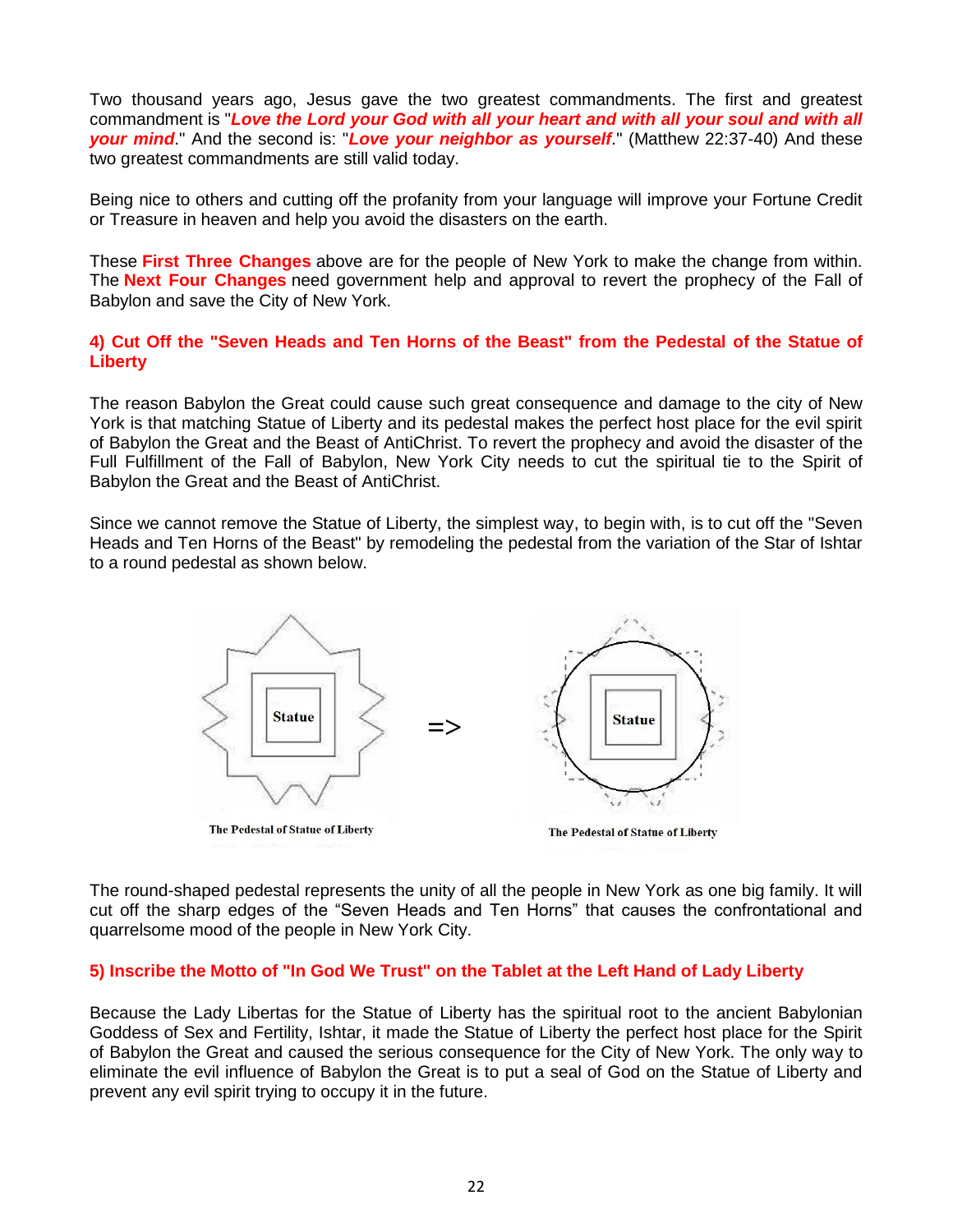Two thousand years ago, Jesus gave the two greatest commandments. The first and greatest commandment is "***Love the Lord your God with all your heart and with all your soul and with all your mind***." And the second is: "***Love your neighbor as yourself***." (Matthew 22:37-40) And these two greatest commandments are still valid today.

Being nice to others and cutting off the profanity from your language will improve your Fortune Credit or Treasure in heaven and help you avoid the disasters on the earth.

These **First Three Changes** above are for the people of New York to make the change from within. The **Next Four Changes** need government help and approval to revert the prophecy of the Fall of Babylon and save the City of New York.

### 4) Cut Off the "Seven Heads and Ten Horns of the Beast" from the Pedestal of the Statue of Liberty

The reason Babylon the Great could cause such great consequence and damage to the city of New York is that matching Statue of Liberty and its pedestal makes the perfect host place for the evil spirit of Babylon the Great and the Beast of AntiChrist. To revert the prophecy and avoid the disaster of the Full Fulfillment of the Fall of Babylon, New York City needs to cut the spiritual tie to the Spirit of Babylon the Great and the Beast of AntiChrist.

Since we cannot remove the Statue of Liberty, the simplest way, to begin with, is to cut off the "Seven Heads and Ten Horns of the Beast" by remodeling the pedestal from the variation of the Star of Ishtar to a round pedestal as shown below.

Statue => Statue

The Pedestal of Statue of Liberty

The Pedestal of Statue of Liberty

The round-shaped pedestal represents the unity of all the people in New York as one big family. It will cut off the sharp edges of the "Seven Heads and Ten Horns" that causes the confrontational and quarrelsome mood of the people in New York City.

### 5) Inscribe the Motto of "In God We Trust" on the Tablet at the Left Hand of Lady Liberty

Because the Lady Libertas for the Statue of Liberty has the spiritual root to the ancient Babylonian Goddess of Sex and Fertility, Ishtar, it made the Statue of Liberty the perfect host place for the Spirit of Babylon the Great and caused the serious consequence for the City of New York. The only way to eliminate the evil influence of Babylon the Great is to put a seal of God on the Statue of Liberty and prevent any evil spirit trying to occupy it in the future.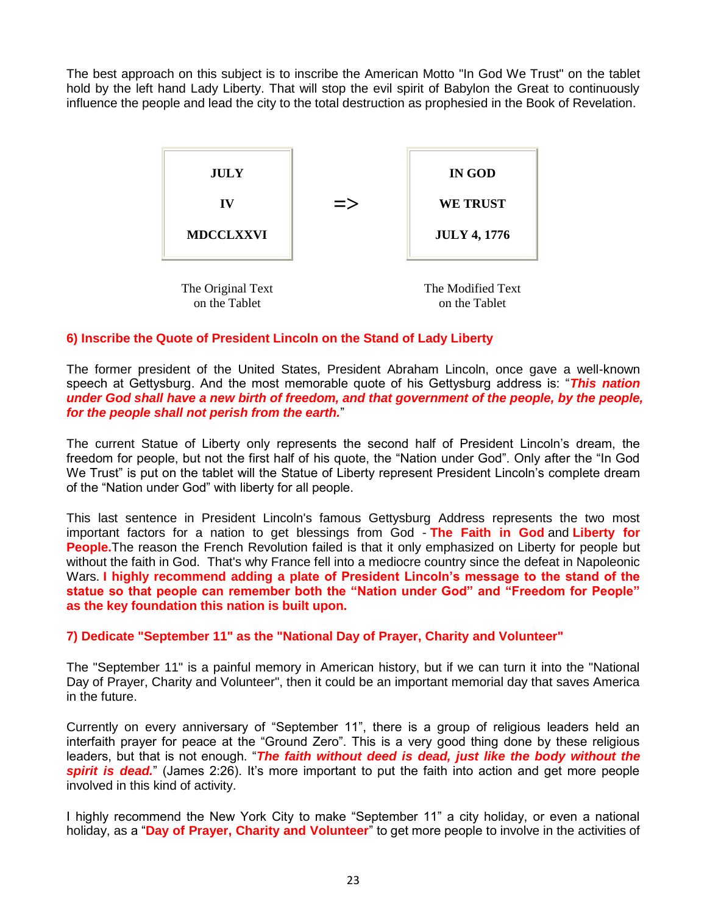The best approach on this subject is to inscribe the American Motto "In God We Trust" on the tablet hold by the left hand Lady Liberty. That will stop the evil spirit of Babylon the Great to continuously influence the people and lead the city to the total destruction as prophesied in the Book of Revelation.

| The Original Text on the Tablet | | The Modified Text on the Tablet |
|---|---|---|
| **JULY**<br>**IV**<br>**MDCCLXXVI** | => | **IN GOD**<br>**WE TRUST**<br>**JULY 4, 1776** |

### 6) Inscribe the Quote of President Lincoln on the Stand of Lady Liberty

The former president of the United States, President Abraham Lincoln, once gave a well-known speech at Gettysburg. And the most memorable quote of his Gettysburg address is: "***This nation under God shall have a new birth of freedom, and that government of the people, by the people, for the people shall not perish from the earth.***"

The current Statue of Liberty only represents the second half of President Lincoln's dream, the freedom for people, but not the first half of his quote, the "Nation under God". Only after the "In God We Trust" is put on the tablet will the Statue of Liberty represent President Lincoln's complete dream of the "Nation under God" with liberty for all people.

This last sentence in President Lincoln's famous Gettysburg Address represents the two most important factors for a nation to get blessings from God - **The Faith in God** and **Liberty for People.** The reason the French Revolution failed is that it only emphasized on Liberty for people but without the faith in God. That's why France fell into a mediocre country since the defeat in Napoleonic Wars. **I highly recommend adding a plate of President Lincoln's message to the stand of the statue so that people can remember both the "Nation under God" and "Freedom for People" as the key foundation this nation is built upon.**

### 7) Dedicate "September 11" as the "National Day of Prayer, Charity and Volunteer"

The "September 11" is a painful memory in American history, but if we can turn it into the "National Day of Prayer, Charity and Volunteer", then it could be an important memorial day that saves America in the future.

Currently on every anniversary of "September 11", there is a group of religious leaders held an interfaith prayer for peace at the "Ground Zero". This is a very good thing done by these religious leaders, but that is not enough. "***The faith without deed is dead, just like the body without the spirit is dead.***" (James 2:26). It's more important to put the faith into action and get more people involved in this kind of activity.

I highly recommend the New York City to make "September 11" a city holiday, or even a national holiday, as a "**Day of Prayer, Charity and Volunteer**" to get more people to involve in the activities of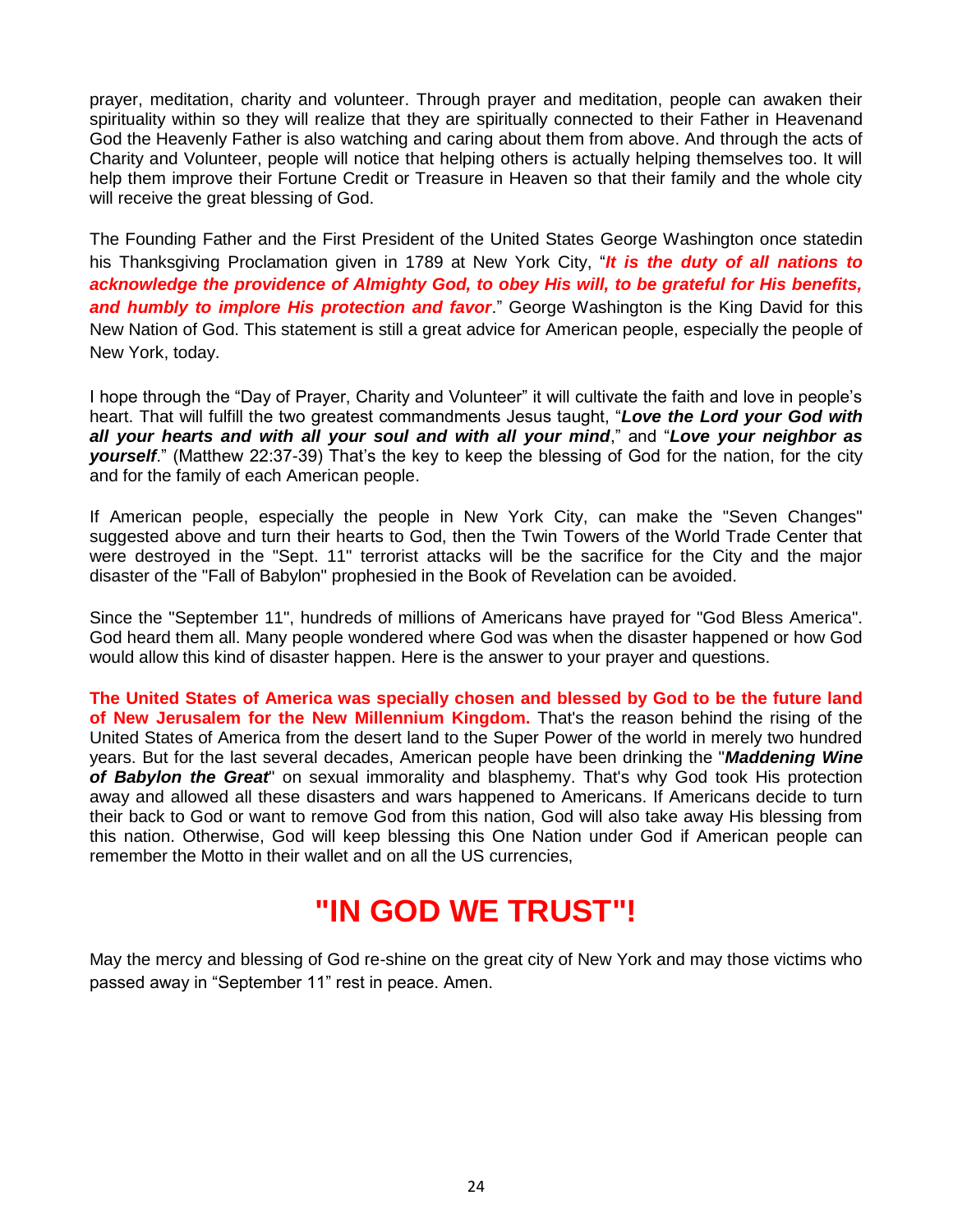prayer, meditation, charity and volunteer. Through prayer and meditation, people can awaken their spirituality within so they will realize that they are spiritually connected to their Father in Heavenand God the Heavenly Father is also watching and caring about them from above. And through the acts of Charity and Volunteer, people will notice that helping others is actually helping themselves too. It will help them improve their Fortune Credit or Treasure in Heaven so that their family and the whole city will receive the great blessing of God.

The Founding Father and the First President of the United States George Washington once statedin his Thanksgiving Proclamation given in 1789 at New York City, "***It is the duty of all nations to acknowledge the providence of Almighty God, to obey His will, to be grateful for His benefits, and humbly to implore His protection and favor***." George Washington is the King David for this New Nation of God. This statement is still a great advice for American people, especially the people of New York, today.

I hope through the "Day of Prayer, Charity and Volunteer" it will cultivate the faith and love in people's heart. That will fulfill the two greatest commandments Jesus taught, "***Love the Lord your God with all your hearts and with all your soul and with all your mind***," and "***Love your neighbor as yourself***." (Matthew 22:37-39) That's the key to keep the blessing of God for the nation, for the city and for the family of each American people.

If American people, especially the people in New York City, can make the "Seven Changes" suggested above and turn their hearts to God, then the Twin Towers of the World Trade Center that were destroyed in the "Sept. 11" terrorist attacks will be the sacrifice for the City and the major disaster of the "Fall of Babylon" prophesied in the Book of Revelation can be avoided.

Since the "September 11", hundreds of millions of Americans have prayed for "God Bless America". God heard them all. Many people wondered where God was when the disaster happened or how God would allow this kind of disaster happen. Here is the answer to your prayer and questions.

**The United States of America was specially chosen and blessed by God to be the future land of New Jerusalem for the New Millennium Kingdom.** That's the reason behind the rising of the United States of America from the desert land to the Super Power of the world in merely two hundred years. But for the last several decades, American people have been drinking the "***Maddening Wine of Babylon the Great***" on sexual immorality and blasphemy. That's why God took His protection away and allowed all these disasters and wars happened to Americans. If Americans decide to turn their back to God or want to remove God from this nation, God will also take away His blessing from this nation. Otherwise, God will keep blessing this One Nation under God if American people can remember the Motto in their wallet and on all the US currencies,

# "IN GOD WE TRUST"!

May the mercy and blessing of God re-shine on the great city of New York and may those victims who passed away in "September 11" rest in peace. Amen.